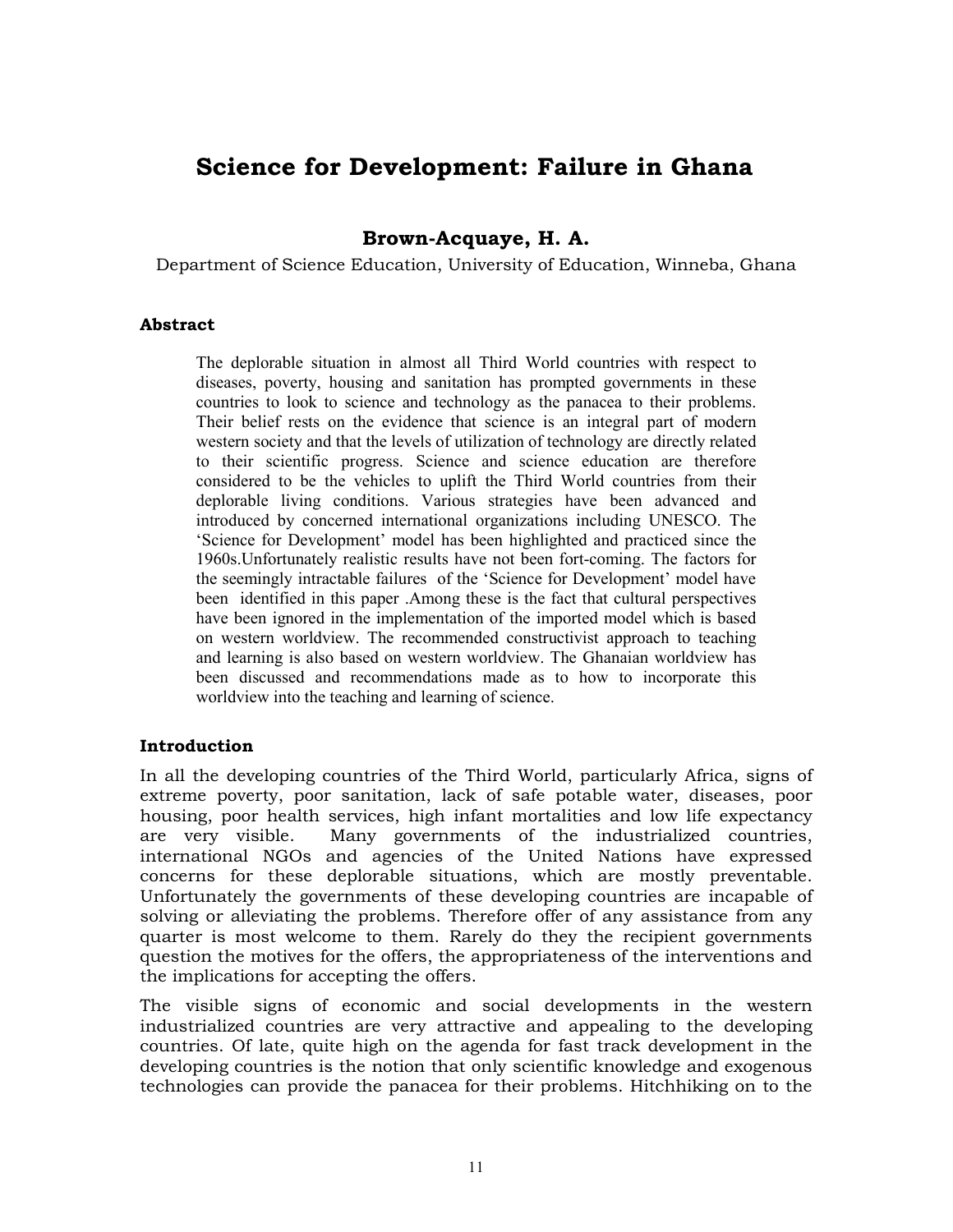# Science for Development: Failure in Ghana

**Brown-Acquaye, H. A.**

Department of Science Education, University of Education, Winneba, Ghana

### Abstract

The deplorable situation in almost all Third World countries with respect to diseases, poverty, housing and sanitation has prompted governments in these countries to look to science and technology as the panacea to their problems. Their belief rests on the evidence that science is an integral part of modern western society and that the levels of utilization of technology are directly related to their scientific progress. Science and science education are therefore considered to be the vehicles to uplift the Third World countries from their deplorable living conditions. Various strategies have been advanced and introduced by concerned international organizations including UNESCO. The 'Science for Development' model has been highlighted and practiced since the 1960s.Unfortunately realistic results have not been fort-coming. The factors for the seemingly intractable failures of the 'Science for Development' model have been identified in this paper .Among these is the fact that cultural perspectives have been ignored in the implementation of the imported model which is based on western worldview. The recommended constructivist approach to teaching and learning is also based on western worldview. The Ghanaian worldview has been discussed and recommendations made as to how to incorporate this worldview into the teaching and learning of science.

### Introduction

In all the developing countries of the Third World, particularly Africa, signs of extreme poverty, poor sanitation, lack of safe potable water, diseases, poor housing, poor health services, high infant mortalities and low life expectancy are very visible. Many governments of the industrialized countries, international NGOs and agencies of the United Nations have expressed concerns for these deplorable situations, which are mostly preventable. Unfortunately the governments of these developing countries are incapable of solving or alleviating the problems. Therefore offer of any assistance from any quarter is most welcome to them. Rarely do they the recipient governments question the motives for the offers, the appropriateness of the interventions and the implications for accepting the offers.

The visible signs of economic and social developments in the western industrialized countries are very attractive and appealing to the developing countries. Of late, quite high on the agenda for fast track development in the developing countries is the notion that only scientific knowledge and exogenous technologies can provide the panacea for their problems. Hitchhiking on to the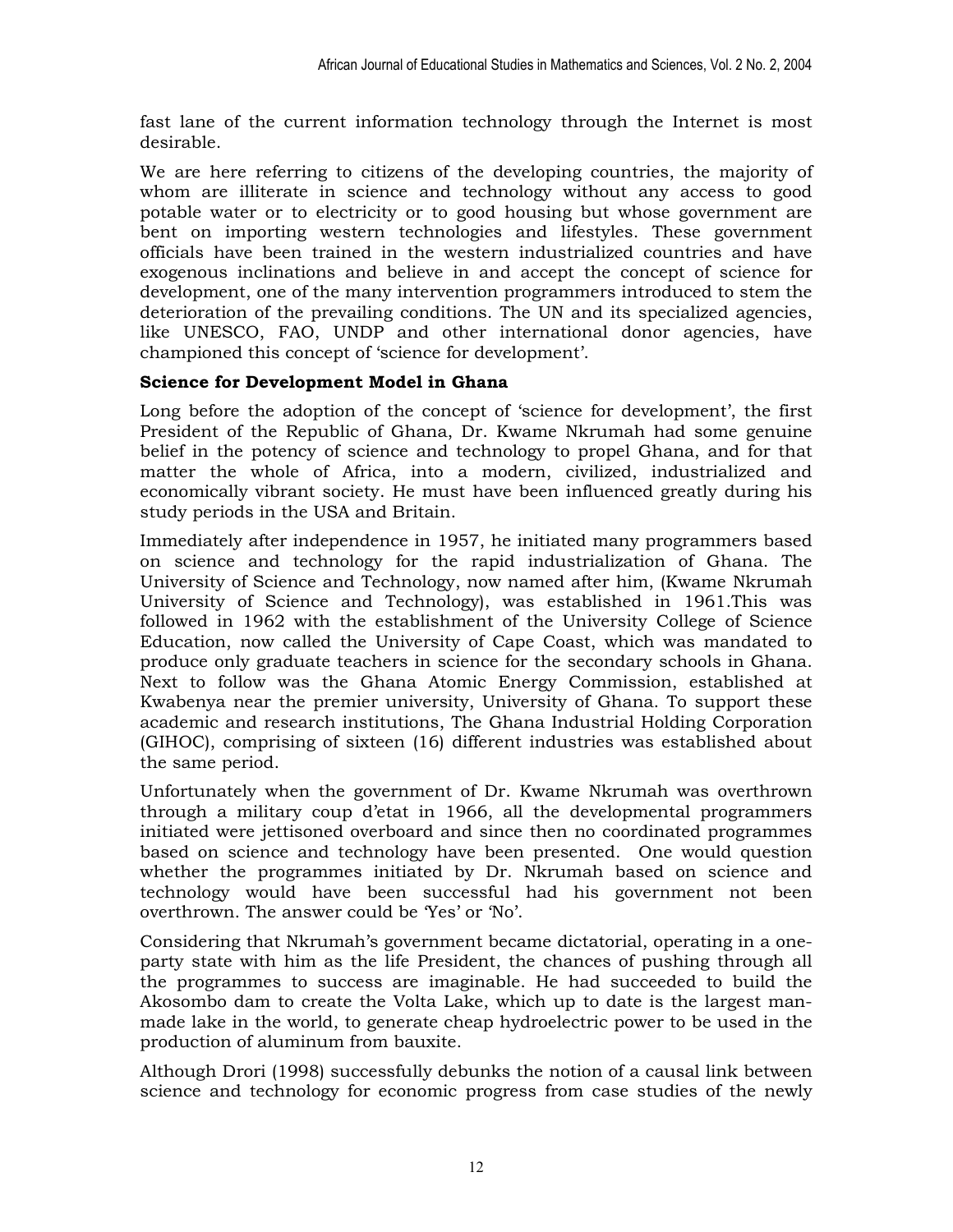fast lane of the current information technology through the Internet is most desirable.

We are here referring to citizens of the developing countries, the majority of whom are illiterate in science and technology without any access to good potable water or to electricity or to good housing but whose government are bent on importing western technologies and lifestyles. These government officials have been trained in the western industrialized countries and have exogenous inclinations and believe in and accept the concept of science for development, one of the many intervention programmers introduced to stem the deterioration of the prevailing conditions. The UN and its specialized agencies, like UNESCO, FAO, UNDP and other international donor agencies, have championed this concept of 'science for development'.

### Science for Development Model in Ghana

Long before the adoption of the concept of 'science for development', the first President of the Republic of Ghana, Dr. Kwame Nkrumah had some genuine belief in the potency of science and technology to propel Ghana, and for that matter the whole of Africa, into a modern, civilized, industrialized and economically vibrant society. He must have been influenced greatly during his study periods in the USA and Britain.

Immediately after independence in 1957, he initiated many programmers based on science and technology for the rapid industrialization of Ghana. The University of Science and Technology, now named after him, (Kwame Nkrumah University of Science and Technology), was established in 1961.This was followed in 1962 with the establishment of the University College of Science Education, now called the University of Cape Coast, which was mandated to produce only graduate teachers in science for the secondary schools in Ghana. Next to follow was the Ghana Atomic Energy Commission, established at Kwabenya near the premier university, University of Ghana. To support these academic and research institutions, The Ghana Industrial Holding Corporation (GIHOC), comprising of sixteen (16) different industries was established about the same period.

Unfortunately when the government of Dr. Kwame Nkrumah was overthrown through a military coup d'etat in 1966, all the developmental programmers initiated were jettisoned overboard and since then no coordinated programmes based on science and technology have been presented. One would question whether the programmes initiated by Dr. Nkrumah based on science and technology would have been successful had his government not been overthrown. The answer could be 'Yes' or 'No'.

Considering that Nkrumah's government became dictatorial, operating in a one-party state with him as the life President, the chances of pushing through all the programmes to success are imaginable. He had succeeded to build the Akosombo dam to create the Volta Lake, which up to date is the largest man-made lake in the world, to generate cheap hydroelectric power to be used in the production of aluminum from bauxite.

Although Drori (1998) successfully debunks the notion of a causal link between science and technology for economic progress from case studies of the newly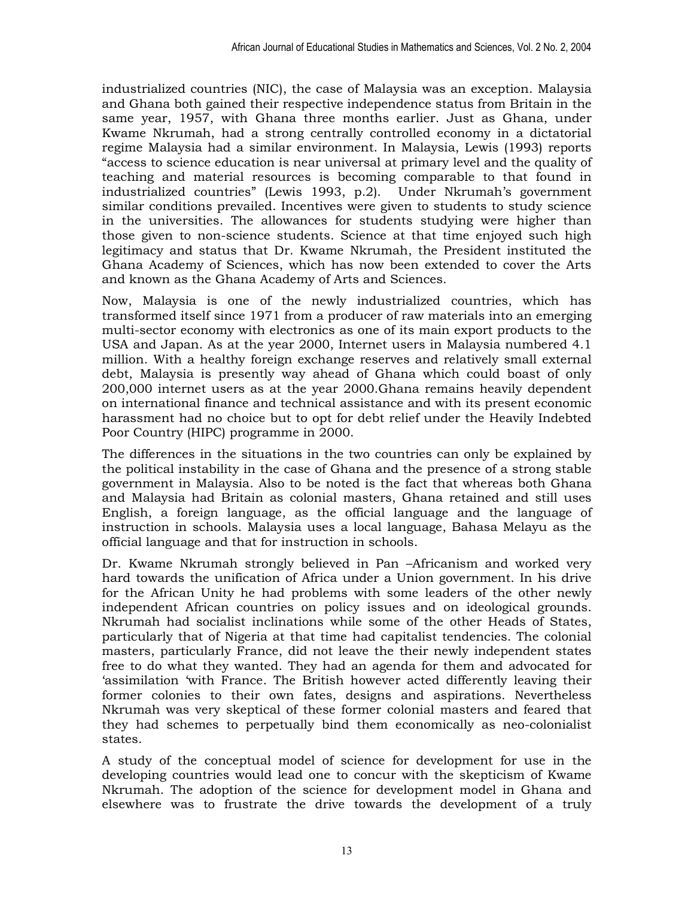industrialized countries (NIC), the case of Malaysia was an exception. Malaysia and Ghana both gained their respective independence status from Britain in the same year, 1957, with Ghana three months earlier. Just as Ghana, under Kwame Nkrumah, had a strong centrally controlled economy in a dictatorial regime Malaysia had a similar environment. In Malaysia, Lewis (1993) reports "access to science education is near universal at primary level and the quality of teaching and material resources is becoming comparable to that found in industrialized countries" (Lewis 1993, p.2). Under Nkrumah's government similar conditions prevailed. Incentives were given to students to study science in the universities. The allowances for students studying were higher than those given to non-science students. Science at that time enjoyed such high legitimacy and status that Dr. Kwame Nkrumah, the President instituted the Ghana Academy of Sciences, which has now been extended to cover the Arts and known as the Ghana Academy of Arts and Sciences.

Now, Malaysia is one of the newly industrialized countries, which has transformed itself since 1971 from a producer of raw materials into an emerging multi-sector economy with electronics as one of its main export products to the USA and Japan. As at the year 2000, Internet users in Malaysia numbered 4.1 million. With a healthy foreign exchange reserves and relatively small external debt, Malaysia is presently way ahead of Ghana which could boast of only 200,000 internet users as at the year 2000.Ghana remains heavily dependent on international finance and technical assistance and with its present economic harassment had no choice but to opt for debt relief under the Heavily Indebted Poor Country (HIPC) programme in 2000.

The differences in the situations in the two countries can only be explained by the political instability in the case of Ghana and the presence of a strong stable government in Malaysia. Also to be noted is the fact that whereas both Ghana and Malaysia had Britain as colonial masters, Ghana retained and still uses English, a foreign language, as the official language and the language of instruction in schools. Malaysia uses a local language, Bahasa Melayu as the official language and that for instruction in schools.

Dr. Kwame Nkrumah strongly believed in Pan –Africanism and worked very hard towards the unification of Africa under a Union government. In his drive for the African Unity he had problems with some leaders of the other newly independent African countries on policy issues and on ideological grounds. Nkrumah had socialist inclinations while some of the other Heads of States, particularly that of Nigeria at that time had capitalist tendencies. The colonial masters, particularly France, did not leave the their newly independent states free to do what they wanted. They had an agenda for them and advocated for 'assimilation 'with France. The British however acted differently leaving their former colonies to their own fates, designs and aspirations. Nevertheless Nkrumah was very skeptical of these former colonial masters and feared that they had schemes to perpetually bind them economically as neo-colonialist states.

A study of the conceptual model of science for development for use in the developing countries would lead one to concur with the skepticism of Kwame Nkrumah. The adoption of the science for development model in Ghana and elsewhere was to frustrate the drive towards the development of a truly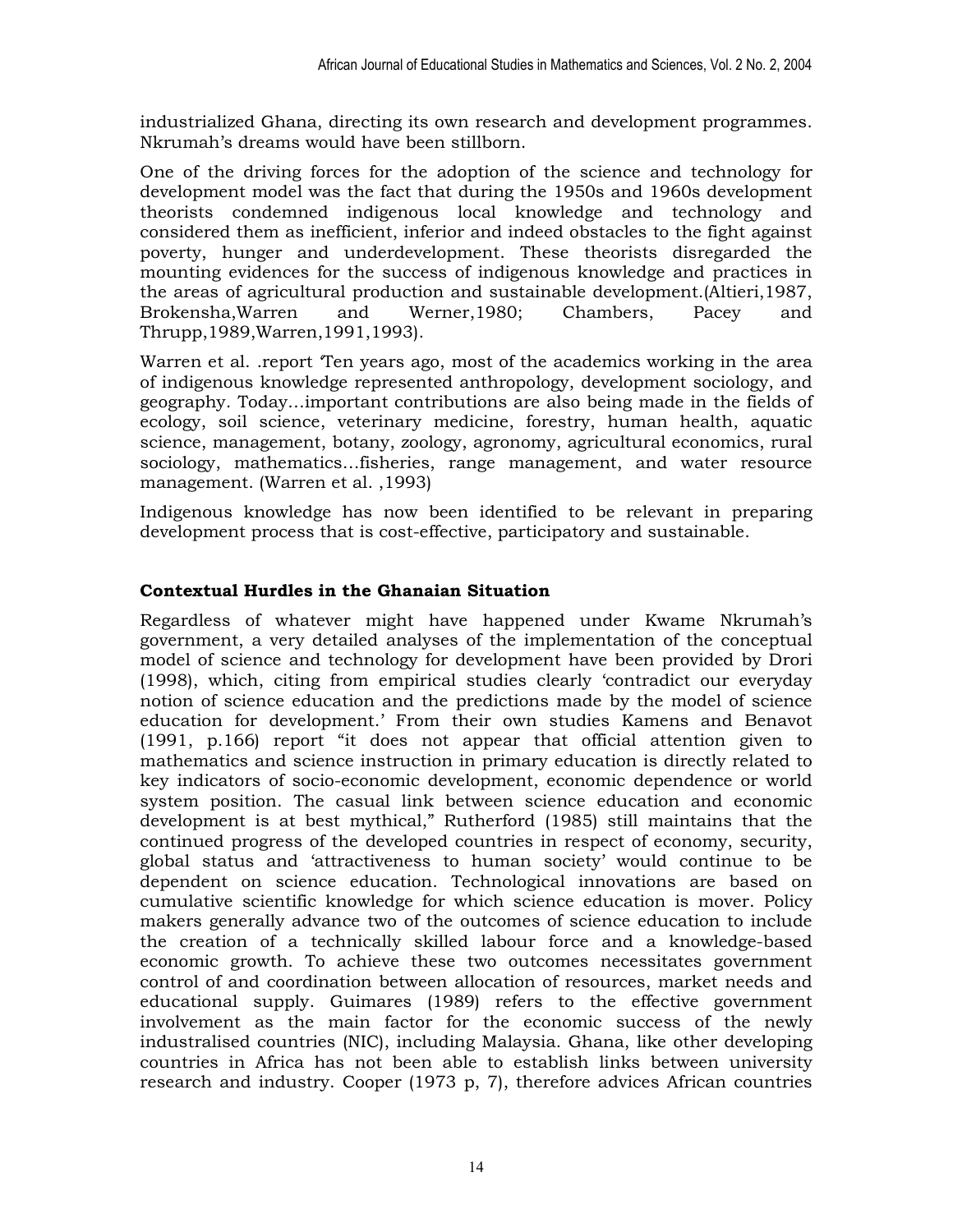industrialized Ghana, directing its own research and development programmes. Nkrumah's dreams would have been stillborn.

One of the driving forces for the adoption of the science and technology for development model was the fact that during the 1950s and 1960s development theorists condemned indigenous local knowledge and technology and considered them as inefficient, inferior and indeed obstacles to the fight against poverty, hunger and underdevelopment. These theorists disregarded the mounting evidences for the success of indigenous knowledge and practices in the areas of agricultural production and sustainable development.(Altieri,1987, Brokensha,Warren and Werner,1980; Chambers, Pacey and Thrupp,1989,Warren,1991,1993).

Warren et al. .report 'Ten years ago, most of the academics working in the area of indigenous knowledge represented anthropology, development sociology, and geography. Today…important contributions are also being made in the fields of ecology, soil science, veterinary medicine, forestry, human health, aquatic science, management, botany, zoology, agronomy, agricultural economics, rural sociology, mathematics…fisheries, range management, and water resource management. (Warren et al. ,1993)

Indigenous knowledge has now been identified to be relevant in preparing development process that is cost-effective, participatory and sustainable.

### Contextual Hurdles in the Ghanaian Situation

Regardless of whatever might have happened under Kwame Nkrumah's government, a very detailed analyses of the implementation of the conceptual model of science and technology for development have been provided by Drori (1998), which, citing from empirical studies clearly 'contradict our everyday notion of science education and the predictions made by the model of science education for development.' From their own studies Kamens and Benavot (1991, p.166) report "it does not appear that official attention given to mathematics and science instruction in primary education is directly related to key indicators of socio-economic development, economic dependence or world system position. The casual link between science education and economic development is at best mythical," Rutherford (1985) still maintains that the continued progress of the developed countries in respect of economy, security, global status and 'attractiveness to human society' would continue to be dependent on science education. Technological innovations are based on cumulative scientific knowledge for which science education is mover. Policy makers generally advance two of the outcomes of science education to include the creation of a technically skilled labour force and a knowledge-based economic growth. To achieve these two outcomes necessitates government control of and coordination between allocation of resources, market needs and educational supply. Guimares (1989) refers to the effective government involvement as the main factor for the economic success of the newly industralised countries (NIC), including Malaysia. Ghana, like other developing countries in Africa has not been able to establish links between university research and industry. Cooper (1973 p, 7), therefore advices African countries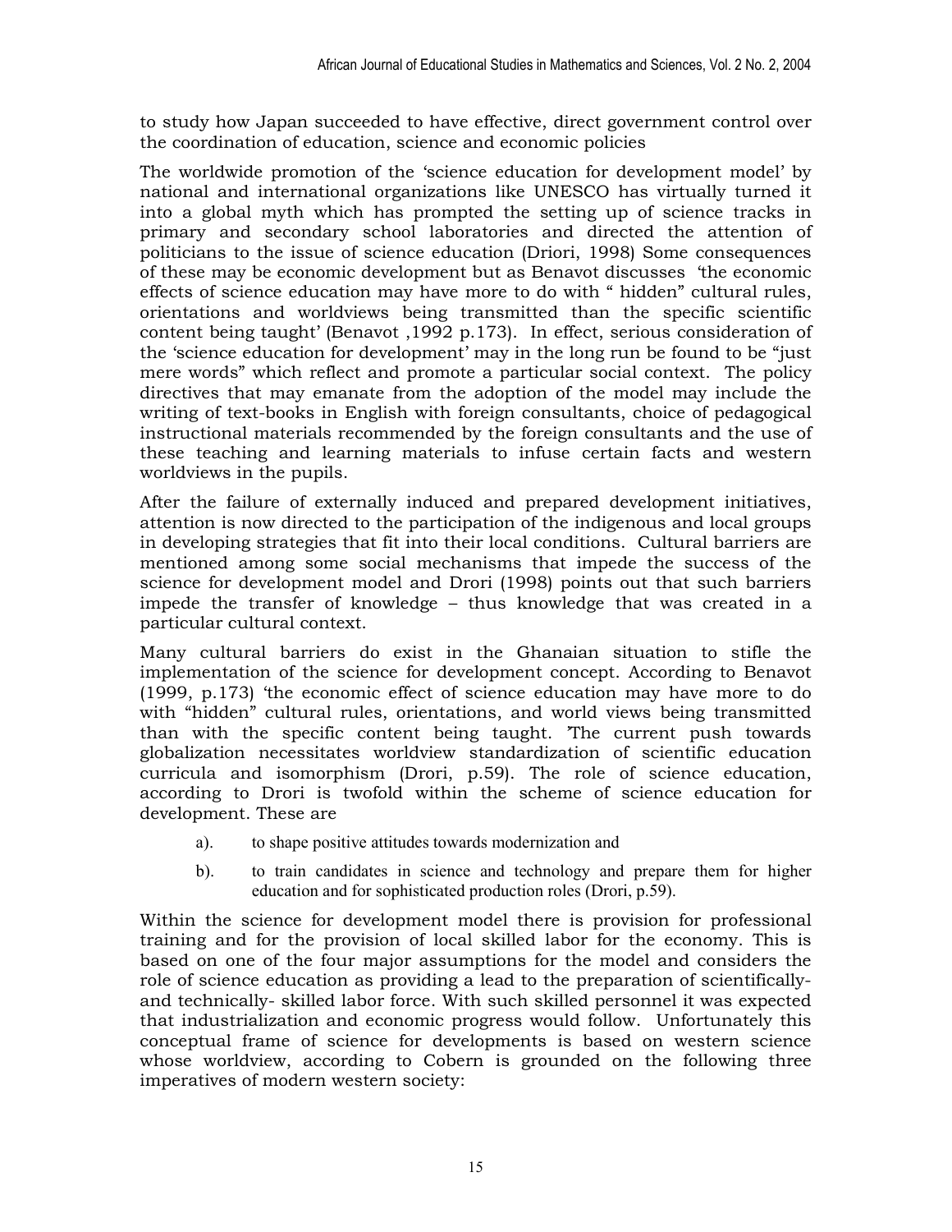to study how Japan succeeded to have effective, direct government control over the coordination of education, science and economic policies

The worldwide promotion of the 'science education for development model' by national and international organizations like UNESCO has virtually turned it into a global myth which has prompted the setting up of science tracks in primary and secondary school laboratories and directed the attention of politicians to the issue of science education (Driori, 1998) Some consequences of these may be economic development but as Benavot discusses 'the economic effects of science education may have more to do with " hidden" cultural rules, orientations and worldviews being transmitted than the specific scientific content being taught' (Benavot ,1992 p.173). In effect, serious consideration of the 'science education for development' may in the long run be found to be "just mere words" which reflect and promote a particular social context. The policy directives that may emanate from the adoption of the model may include the writing of text-books in English with foreign consultants, choice of pedagogical instructional materials recommended by the foreign consultants and the use of these teaching and learning materials to infuse certain facts and western worldviews in the pupils.

After the failure of externally induced and prepared development initiatives, attention is now directed to the participation of the indigenous and local groups in developing strategies that fit into their local conditions. Cultural barriers are mentioned among some social mechanisms that impede the success of the science for development model and Drori (1998) points out that such barriers impede the transfer of knowledge – thus knowledge that was created in a particular cultural context.

Many cultural barriers do exist in the Ghanaian situation to stifle the implementation of the science for development concept. According to Benavot (1999, p.173) 'the economic effect of science education may have more to do with "hidden" cultural rules, orientations, and world views being transmitted than with the specific content being taught. 'The current push towards globalization necessitates worldview standardization of scientific education curricula and isomorphism (Drori, p.59). The role of science education, according to Drori is twofold within the scheme of science education for development. These are

a). to shape positive attitudes towards modernization and

b). to train candidates in science and technology and prepare them for higher education and for sophisticated production roles (Drori, p.59).

Within the science for development model there is provision for professional training and for the provision of local skilled labor for the economy. This is based on one of the four major assumptions for the model and considers the role of science education as providing a lead to the preparation of scientifically- and technically- skilled labor force. With such skilled personnel it was expected that industrialization and economic progress would follow. Unfortunately this conceptual frame of science for developments is based on western science whose worldview, according to Cobern is grounded on the following three imperatives of modern western society: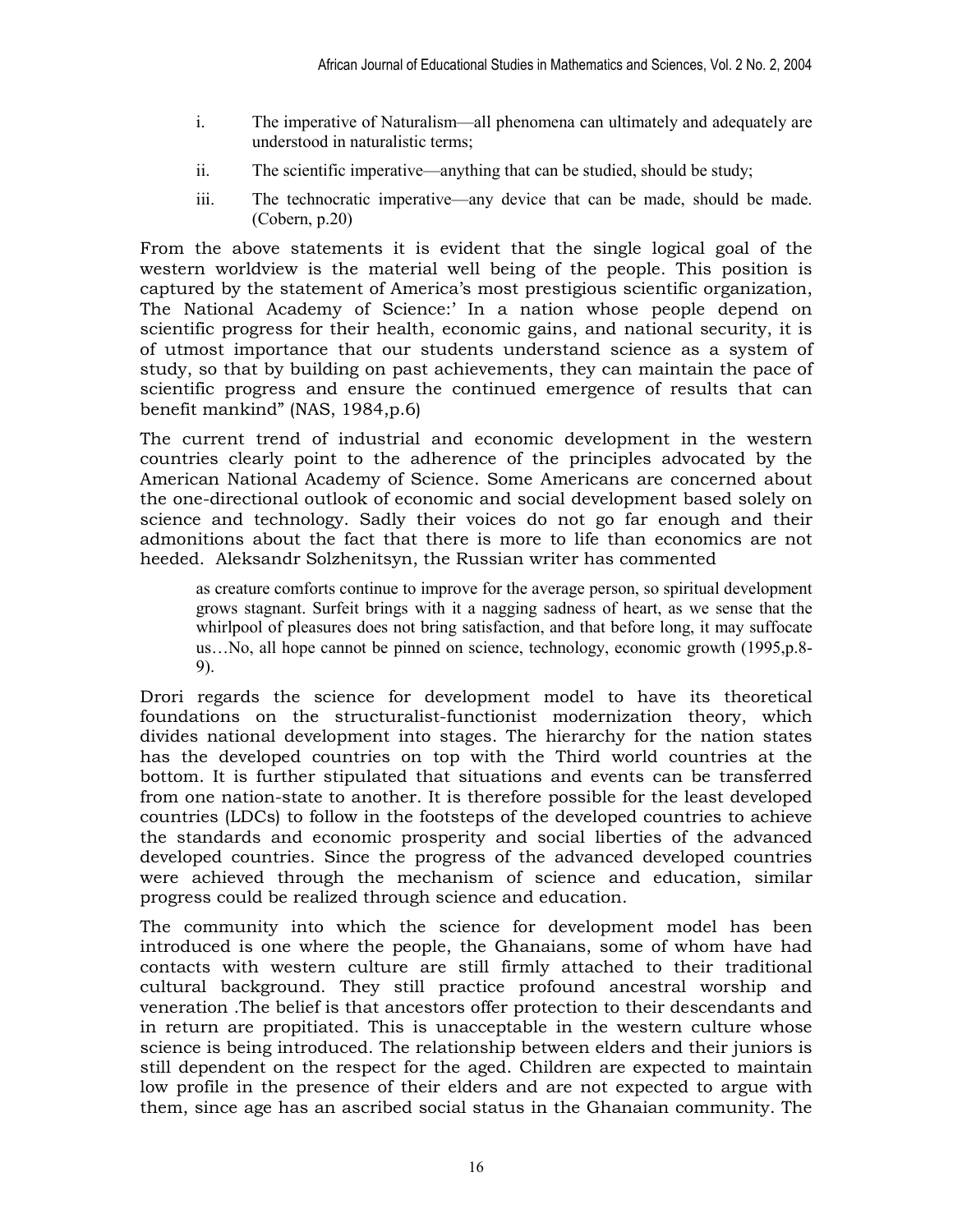i. The imperative of Naturalism—all phenomena can ultimately and adequately are understood in naturalistic terms;

ii. The scientific imperative—anything that can be studied, should be study;

iii. The technocratic imperative—any device that can be made, should be made. (Cobern, p.20)

From the above statements it is evident that the single logical goal of the western worldview is the material well being of the people. This position is captured by the statement of America's most prestigious scientific organization, The National Academy of Science:' In a nation whose people depend on scientific progress for their health, economic gains, and national security, it is of utmost importance that our students understand science as a system of study, so that by building on past achievements, they can maintain the pace of scientific progress and ensure the continued emergence of results that can benefit mankind" (NAS, 1984,p.6)

The current trend of industrial and economic development in the western countries clearly point to the adherence of the principles advocated by the American National Academy of Science. Some Americans are concerned about the one-directional outlook of economic and social development based solely on science and technology. Sadly their voices do not go far enough and their admonitions about the fact that there is more to life than economics are not heeded. Aleksandr Solzhenitsyn, the Russian writer has commented

> as creature comforts continue to improve for the average person, so spiritual development grows stagnant. Surfeit brings with it a nagging sadness of heart, as we sense that the whirlpool of pleasures does not bring satisfaction, and that before long, it may suffocate us…No, all hope cannot be pinned on science, technology, economic growth (1995,p.8-9).

Drori regards the science for development model to have its theoretical foundations on the structuralist-functionist modernization theory, which divides national development into stages. The hierarchy for the nation states has the developed countries on top with the Third world countries at the bottom. It is further stipulated that situations and events can be transferred from one nation-state to another. It is therefore possible for the least developed countries (LDCs) to follow in the footsteps of the developed countries to achieve the standards and economic prosperity and social liberties of the advanced developed countries. Since the progress of the advanced developed countries were achieved through the mechanism of science and education, similar progress could be realized through science and education.

The community into which the science for development model has been introduced is one where the people, the Ghanaians, some of whom have had contacts with western culture are still firmly attached to their traditional cultural background. They still practice profound ancestral worship and veneration .The belief is that ancestors offer protection to their descendants and in return are propitiated. This is unacceptable in the western culture whose science is being introduced. The relationship between elders and their juniors is still dependent on the respect for the aged. Children are expected to maintain low profile in the presence of their elders and are not expected to argue with them, since age has an ascribed social status in the Ghanaian community. The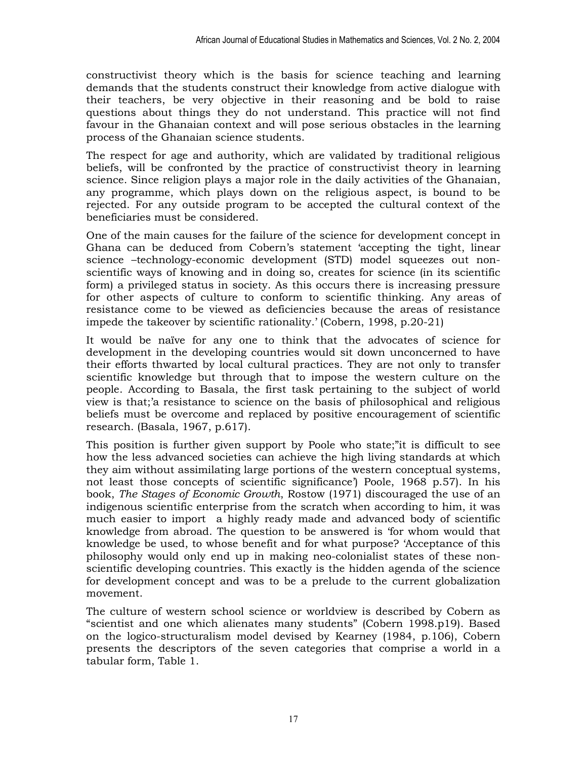constructivist theory which is the basis for science teaching and learning demands that the students construct their knowledge from active dialogue with their teachers, be very objective in their reasoning and be bold to raise questions about things they do not understand. This practice will not find favour in the Ghanaian context and will pose serious obstacles in the learning process of the Ghanaian science students.

The respect for age and authority, which are validated by traditional religious beliefs, will be confronted by the practice of constructivist theory in learning science. Since religion plays a major role in the daily activities of the Ghanaian, any programme, which plays down on the religious aspect, is bound to be rejected. For any outside program to be accepted the cultural context of the beneficiaries must be considered.

One of the main causes for the failure of the science for development concept in Ghana can be deduced from Cobern's statement 'accepting the tight, linear science –technology-economic development (STD) model squeezes out non-scientific ways of knowing and in doing so, creates for science (in its scientific form) a privileged status in society. As this occurs there is increasing pressure for other aspects of culture to conform to scientific thinking. Any areas of resistance come to be viewed as deficiencies because the areas of resistance impede the takeover by scientific rationality.' (Cobern, 1998, p.20-21)

It would be naïve for any one to think that the advocates of science for development in the developing countries would sit down unconcerned to have their efforts thwarted by local cultural practices. They are not only to transfer scientific knowledge but through that to impose the western culture on the people. According to Basala, the first task pertaining to the subject of world view is that;'a resistance to science on the basis of philosophical and religious beliefs must be overcome and replaced by positive encouragement of scientific research. (Basala, 1967, p.617).

This position is further given support by Poole who state;"it is difficult to see how the less advanced societies can achieve the high living standards at which they aim without assimilating large portions of the western conceptual systems, not least those concepts of scientific significance') Poole, 1968 p.57). In his book, *The Stages of Economic Growth*, Rostow (1971) discouraged the use of an indigenous scientific enterprise from the scratch when according to him, it was much easier to import a highly ready made and advanced body of scientific knowledge from abroad. The question to be answered is 'for whom would that knowledge be used, to whose benefit and for what purpose? 'Acceptance of this philosophy would only end up in making neo-colonialist states of these non-scientific developing countries. This exactly is the hidden agenda of the science for development concept and was to be a prelude to the current globalization movement.

The culture of western school science or worldview is described by Cobern as "scientist and one which alienates many students" (Cobern 1998.p19). Based on the logico-structuralism model devised by Kearney (1984, p.106), Cobern presents the descriptors of the seven categories that comprise a world in a tabular form, Table 1.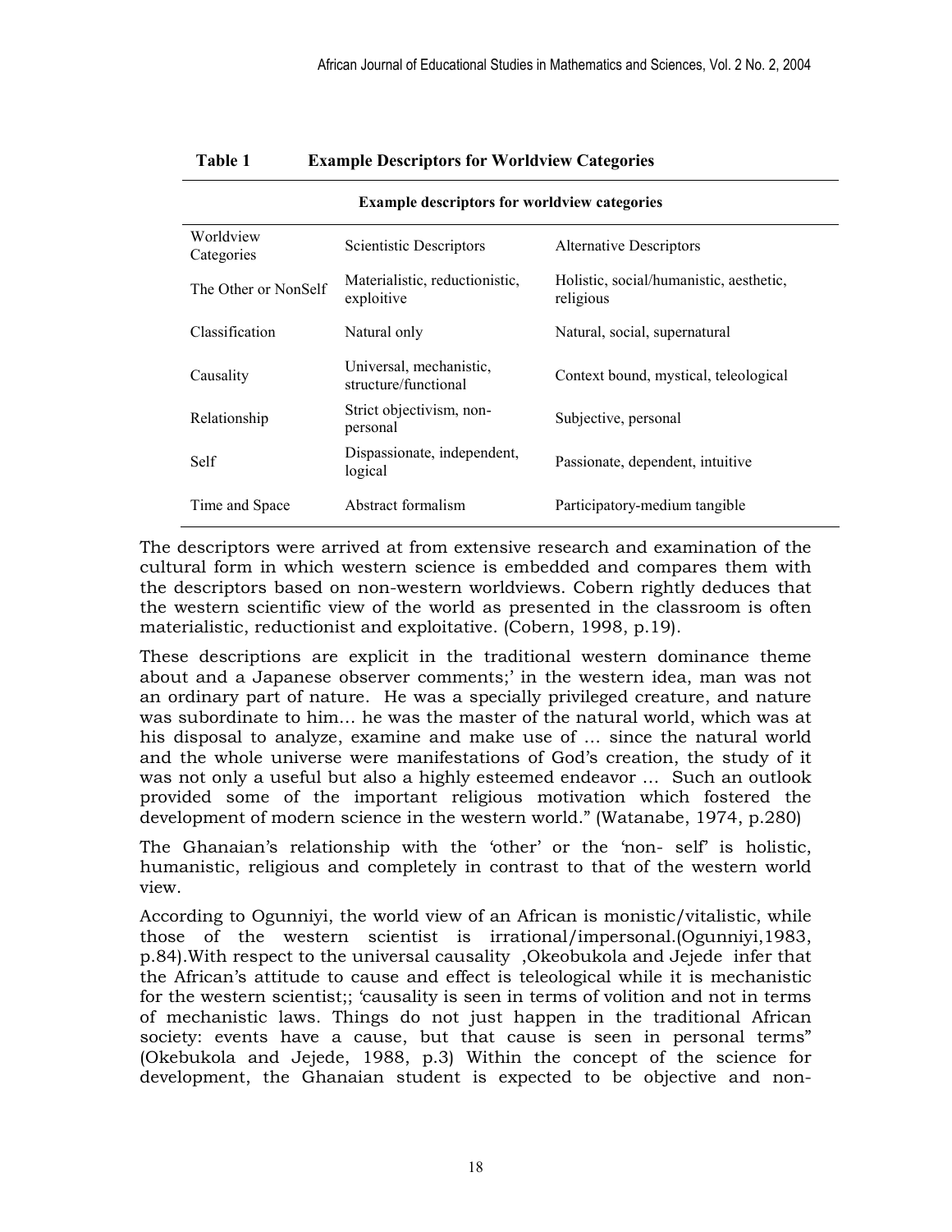**Table 1 Example Descriptors for Worldview Categories**

| Example descriptors for worldview categories | | |
|---|---|---|
| Worldview Categories | Scientistic Descriptors | Alternative Descriptors |
| The Other or NonSelf | Materialistic, reductionistic, exploitive | Holistic, social/humanistic, aesthetic, religious |
| Classification | Natural only | Natural, social, supernatural |
| Causality | Universal, mechanistic, structure/functional | Context bound, mystical, teleological |
| Relationship | Strict objectivism, non-personal | Subjective, personal |
| Self | Dispassionate, independent, logical | Passionate, dependent, intuitive |
| Time and Space | Abstract formalism | Participatory-medium tangible |

The descriptors were arrived at from extensive research and examination of the cultural form in which western science is embedded and compares them with the descriptors based on non-western worldviews. Cobern rightly deduces that the western scientific view of the world as presented in the classroom is often materialistic, reductionist and exploitative. (Cobern, 1998, p.19).

These descriptions are explicit in the traditional western dominance theme about and a Japanese observer comments;' in the western idea, man was not an ordinary part of nature. He was a specially privileged creature, and nature was subordinate to him… he was the master of the natural world, which was at his disposal to analyze, examine and make use of … since the natural world and the whole universe were manifestations of God's creation, the study of it was not only a useful but also a highly esteemed endeavor … Such an outlook provided some of the important religious motivation which fostered the development of modern science in the western world." (Watanabe, 1974, p.280)

The Ghanaian's relationship with the 'other' or the 'non- self' is holistic, humanistic, religious and completely in contrast to that of the western world view.

According to Ogunniyi, the world view of an African is monistic/vitalistic, while those of the western scientist is irrational/impersonal.(Ogunniyi,1983, p.84).With respect to the universal causality ,Okeobukola and Jejede infer that the African's attitude to cause and effect is teleological while it is mechanistic for the western scientist;; 'causality is seen in terms of volition and not in terms of mechanistic laws. Things do not just happen in the traditional African society: events have a cause, but that cause is seen in personal terms" (Okebukola and Jejede, 1988, p.3) Within the concept of the science for development, the Ghanaian student is expected to be objective and non-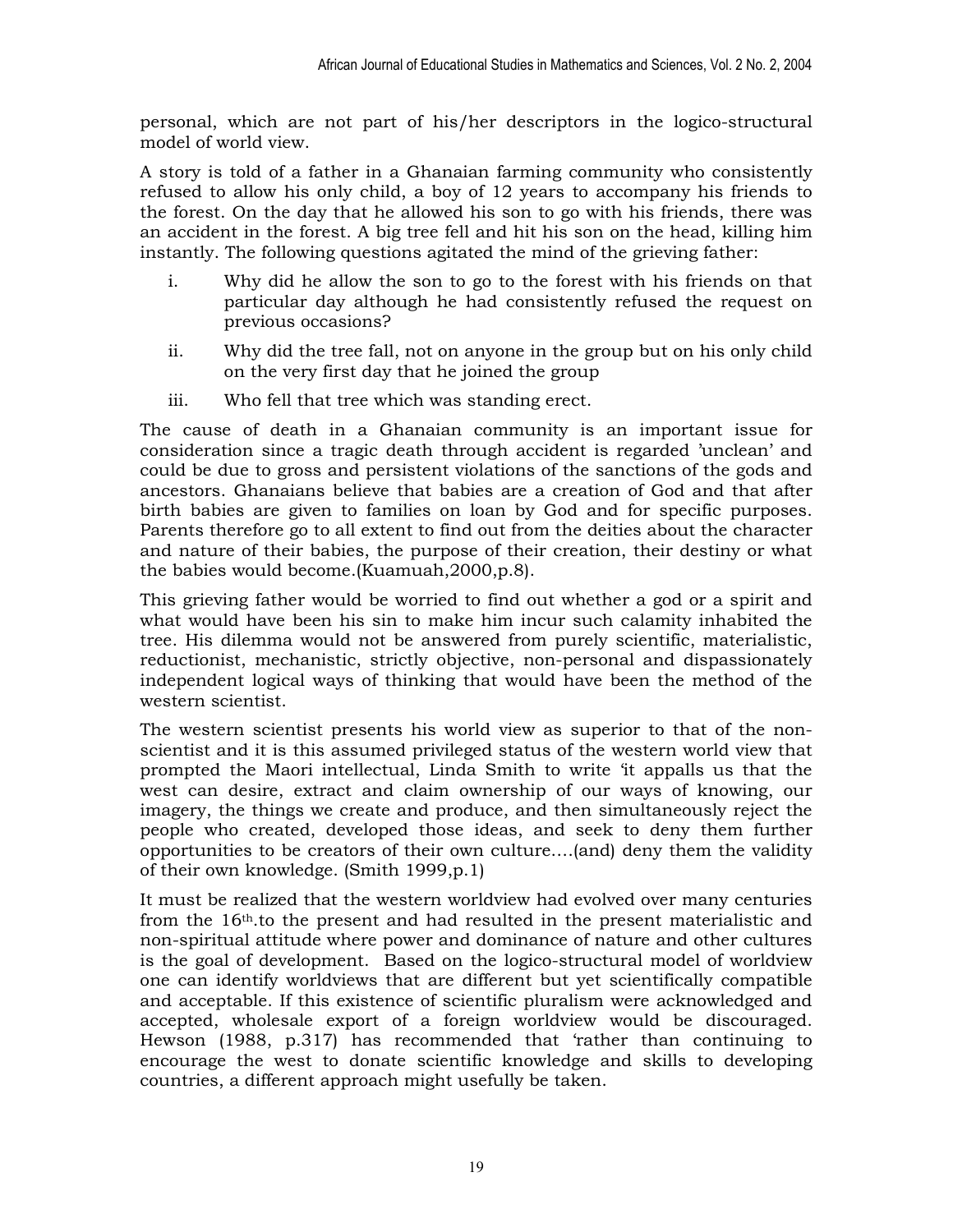personal, which are not part of his/her descriptors in the logico-structural model of world view.

A story is told of a father in a Ghanaian farming community who consistently refused to allow his only child, a boy of 12 years to accompany his friends to the forest. On the day that he allowed his son to go with his friends, there was an accident in the forest. A big tree fell and hit his son on the head, killing him instantly. The following questions agitated the mind of the grieving father:

i. Why did he allow the son to go to the forest with his friends on that particular day although he had consistently refused the request on previous occasions?

ii. Why did the tree fall, not on anyone in the group but on his only child on the very first day that he joined the group

iii. Who fell that tree which was standing erect.

The cause of death in a Ghanaian community is an important issue for consideration since a tragic death through accident is regarded 'unclean' and could be due to gross and persistent violations of the sanctions of the gods and ancestors. Ghanaians believe that babies are a creation of God and that after birth babies are given to families on loan by God and for specific purposes. Parents therefore go to all extent to find out from the deities about the character and nature of their babies, the purpose of their creation, their destiny or what the babies would become.(Kuamuah,2000,p.8).

This grieving father would be worried to find out whether a god or a spirit and what would have been his sin to make him incur such calamity inhabited the tree. His dilemma would not be answered from purely scientific, materialistic, reductionist, mechanistic, strictly objective, non-personal and dispassionately independent logical ways of thinking that would have been the method of the western scientist.

The western scientist presents his world view as superior to that of the non-scientist and it is this assumed privileged status of the western world view that prompted the Maori intellectual, Linda Smith to write 'it appalls us that the west can desire, extract and claim ownership of our ways of knowing, our imagery, the things we create and produce, and then simultaneously reject the people who created, developed those ideas, and seek to deny them further opportunities to be creators of their own culture….(and) deny them the validity of their own knowledge. (Smith 1999,p.1)

It must be realized that the western worldview had evolved over many centuries from the 16th.to the present and had resulted in the present materialistic and non-spiritual attitude where power and dominance of nature and other cultures is the goal of development. Based on the logico-structural model of worldview one can identify worldviews that are different but yet scientifically compatible and acceptable. If this existence of scientific pluralism were acknowledged and accepted, wholesale export of a foreign worldview would be discouraged. Hewson (1988, p.317) has recommended that 'rather than continuing to encourage the west to donate scientific knowledge and skills to developing countries, a different approach might usefully be taken.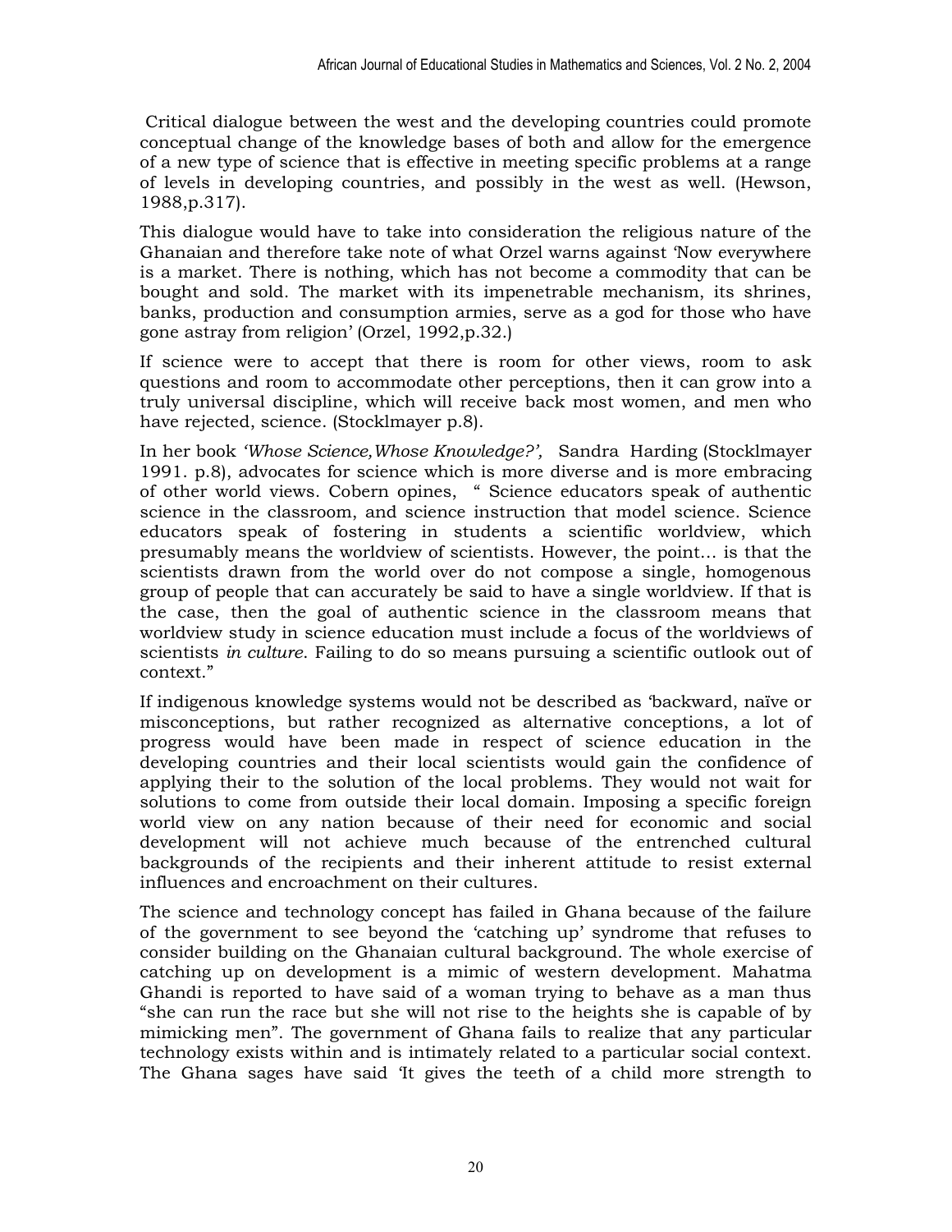Critical dialogue between the west and the developing countries could promote conceptual change of the knowledge bases of both and allow for the emergence of a new type of science that is effective in meeting specific problems at a range of levels in developing countries, and possibly in the west as well. (Hewson, 1988,p.317).

This dialogue would have to take into consideration the religious nature of the Ghanaian and therefore take note of what Orzel warns against 'Now everywhere is a market. There is nothing, which has not become a commodity that can be bought and sold. The market with its impenetrable mechanism, its shrines, banks, production and consumption armies, serve as a god for those who have gone astray from religion' (Orzel, 1992,p.32.)

If science were to accept that there is room for other views, room to ask questions and room to accommodate other perceptions, then it can grow into a truly universal discipline, which will receive back most women, and men who have rejected, science. (Stocklmayer p.8).

In her book *'Whose Science,Whose Knowledge?',* Sandra Harding (Stocklmayer 1991. p.8), advocates for science which is more diverse and is more embracing of other world views. Cobern opines, " Science educators speak of authentic science in the classroom, and science instruction that model science. Science educators speak of fostering in students a scientific worldview, which presumably means the worldview of scientists. However, the point… is that the scientists drawn from the world over do not compose a single, homogenous group of people that can accurately be said to have a single worldview. If that is the case, then the goal of authentic science in the classroom means that worldview study in science education must include a focus of the worldviews of scientists *in culture*. Failing to do so means pursuing a scientific outlook out of context."

If indigenous knowledge systems would not be described as 'backward, naïve or misconceptions, but rather recognized as alternative conceptions, a lot of progress would have been made in respect of science education in the developing countries and their local scientists would gain the confidence of applying their to the solution of the local problems. They would not wait for solutions to come from outside their local domain. Imposing a specific foreign world view on any nation because of their need for economic and social development will not achieve much because of the entrenched cultural backgrounds of the recipients and their inherent attitude to resist external influences and encroachment on their cultures.

The science and technology concept has failed in Ghana because of the failure of the government to see beyond the 'catching up' syndrome that refuses to consider building on the Ghanaian cultural background. The whole exercise of catching up on development is a mimic of western development. Mahatma Ghandi is reported to have said of a woman trying to behave as a man thus "she can run the race but she will not rise to the heights she is capable of by mimicking men". The government of Ghana fails to realize that any particular technology exists within and is intimately related to a particular social context. The Ghana sages have said 'It gives the teeth of a child more strength to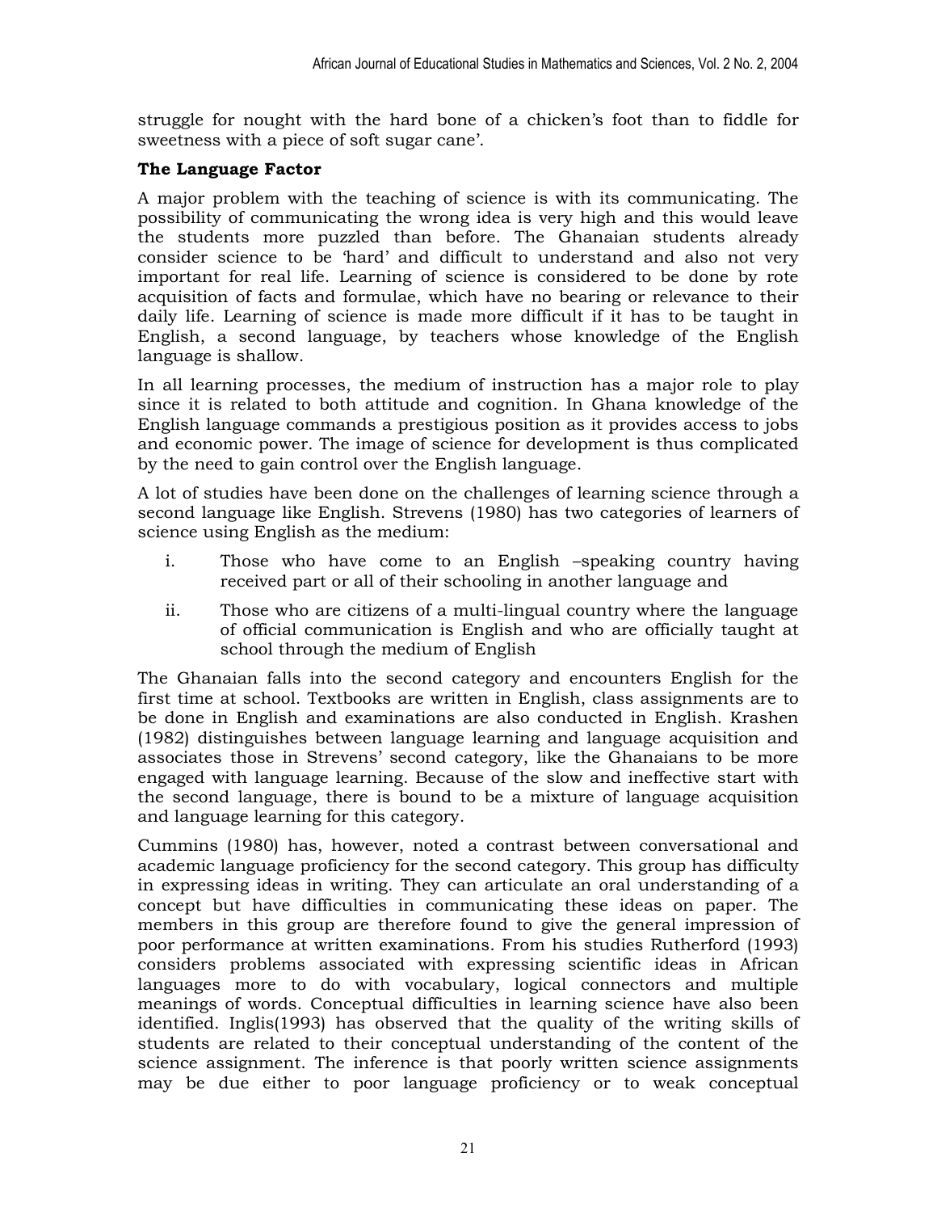struggle for nought with the hard bone of a chicken's foot than to fiddle for sweetness with a piece of soft sugar cane'.

**The Language Factor**

A major problem with the teaching of science is with its communicating. The possibility of communicating the wrong idea is very high and this would leave the students more puzzled than before. The Ghanaian students already consider science to be 'hard' and difficult to understand and also not very important for real life. Learning of science is considered to be done by rote acquisition of facts and formulae, which have no bearing or relevance to their daily life. Learning of science is made more difficult if it has to be taught in English, a second language, by teachers whose knowledge of the English language is shallow.

In all learning processes, the medium of instruction has a major role to play since it is related to both attitude and cognition. In Ghana knowledge of the English language commands a prestigious position as it provides access to jobs and economic power. The image of science for development is thus complicated by the need to gain control over the English language.

A lot of studies have been done on the challenges of learning science through a second language like English. Strevens (1980) has two categories of learners of science using English as the medium:

i. Those who have come to an English –speaking country having received part or all of their schooling in another language and
ii. Those who are citizens of a multi-lingual country where the language of official communication is English and who are officially taught at school through the medium of English

The Ghanaian falls into the second category and encounters English for the first time at school. Textbooks are written in English, class assignments are to be done in English and examinations are also conducted in English. Krashen (1982) distinguishes between language learning and language acquisition and associates those in Strevens' second category, like the Ghanaians to be more engaged with language learning. Because of the slow and ineffective start with the second language, there is bound to be a mixture of language acquisition and language learning for this category.

Cummins (1980) has, however, noted a contrast between conversational and academic language proficiency for the second category. This group has difficulty in expressing ideas in writing. They can articulate an oral understanding of a concept but have difficulties in communicating these ideas on paper. The members in this group are therefore found to give the general impression of poor performance at written examinations. From his studies Rutherford (1993) considers problems associated with expressing scientific ideas in African languages more to do with vocabulary, logical connectors and multiple meanings of words. Conceptual difficulties in learning science have also been identified. Inglis(1993) has observed that the quality of the writing skills of students are related to their conceptual understanding of the content of the science assignment. The inference is that poorly written science assignments may be due either to poor language proficiency or to weak conceptual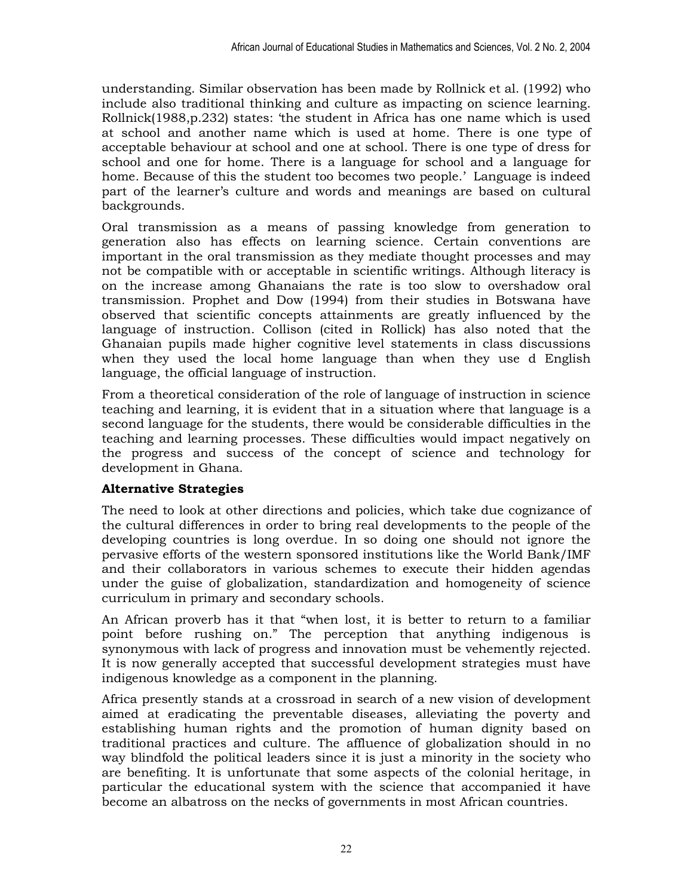understanding. Similar observation has been made by Rollnick et al. (1992) who include also traditional thinking and culture as impacting on science learning. Rollnick(1988,p.232) states: 'the student in Africa has one name which is used at school and another name which is used at home. There is one type of acceptable behaviour at school and one at school. There is one type of dress for school and one for home. There is a language for school and a language for home. Because of this the student too becomes two people.' Language is indeed part of the learner's culture and words and meanings are based on cultural backgrounds.

Oral transmission as a means of passing knowledge from generation to generation also has effects on learning science. Certain conventions are important in the oral transmission as they mediate thought processes and may not be compatible with or acceptable in scientific writings. Although literacy is on the increase among Ghanaians the rate is too slow to overshadow oral transmission. Prophet and Dow (1994) from their studies in Botswana have observed that scientific concepts attainments are greatly influenced by the language of instruction. Collison (cited in Rollick) has also noted that the Ghanaian pupils made higher cognitive level statements in class discussions when they used the local home language than when they use d English language, the official language of instruction.

From a theoretical consideration of the role of language of instruction in science teaching and learning, it is evident that in a situation where that language is a second language for the students, there would be considerable difficulties in the teaching and learning processes. These difficulties would impact negatively on the progress and success of the concept of science and technology for development in Ghana.

**Alternative Strategies**

The need to look at other directions and policies, which take due cognizance of the cultural differences in order to bring real developments to the people of the developing countries is long overdue. In so doing one should not ignore the pervasive efforts of the western sponsored institutions like the World Bank/IMF and their collaborators in various schemes to execute their hidden agendas under the guise of globalization, standardization and homogeneity of science curriculum in primary and secondary schools.

An African proverb has it that "when lost, it is better to return to a familiar point before rushing on." The perception that anything indigenous is synonymous with lack of progress and innovation must be vehemently rejected. It is now generally accepted that successful development strategies must have indigenous knowledge as a component in the planning.

Africa presently stands at a crossroad in search of a new vision of development aimed at eradicating the preventable diseases, alleviating the poverty and establishing human rights and the promotion of human dignity based on traditional practices and culture. The affluence of globalization should in no way blindfold the political leaders since it is just a minority in the society who are benefiting. It is unfortunate that some aspects of the colonial heritage, in particular the educational system with the science that accompanied it have become an albatross on the necks of governments in most African countries.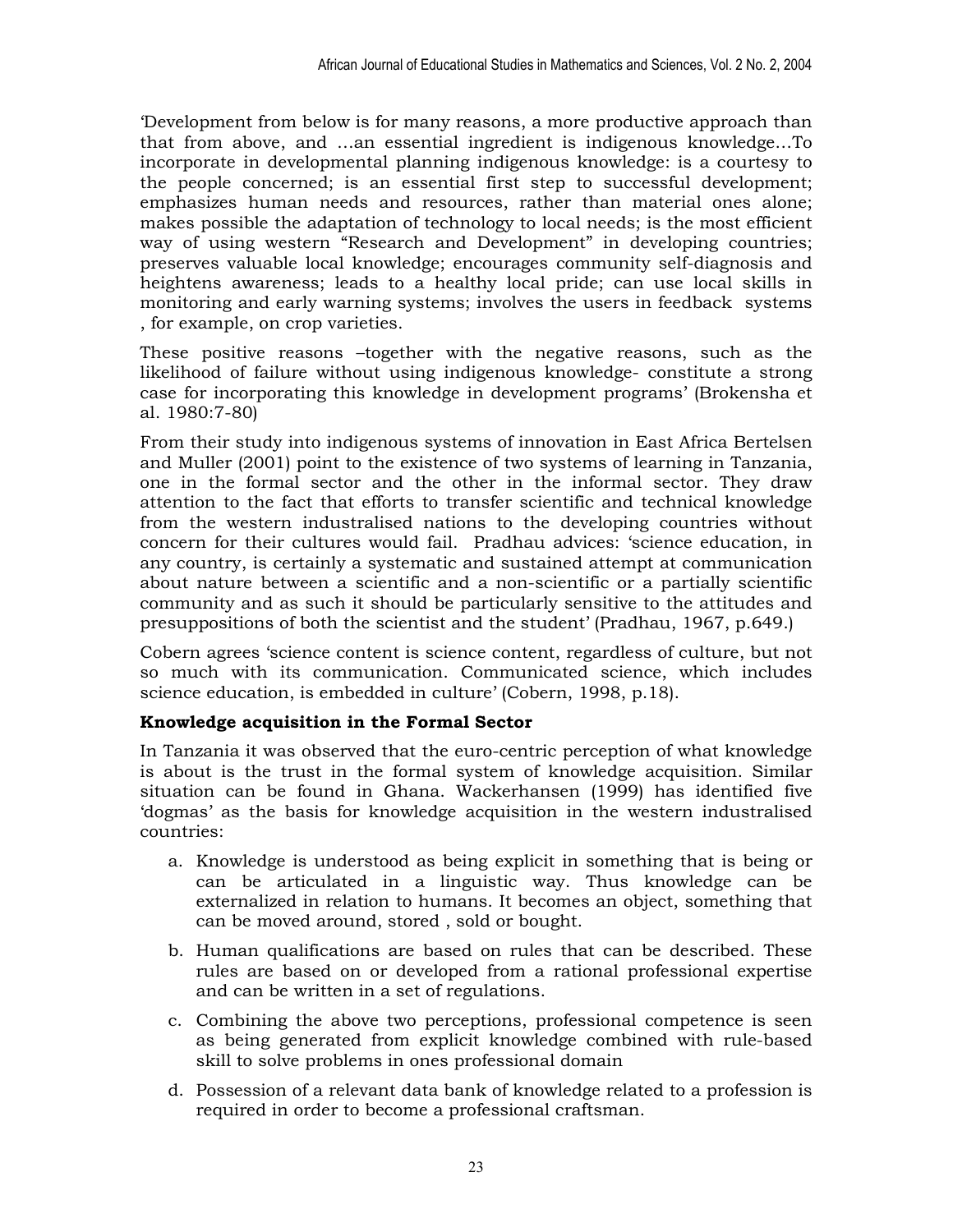'Development from below is for many reasons, a more productive approach than that from above, and …an essential ingredient is indigenous knowledge…To incorporate in developmental planning indigenous knowledge: is a courtesy to the people concerned; is an essential first step to successful development; emphasizes human needs and resources, rather than material ones alone; makes possible the adaptation of technology to local needs; is the most efficient way of using western "Research and Development" in developing countries; preserves valuable local knowledge; encourages community self-diagnosis and heightens awareness; leads to a healthy local pride; can use local skills in monitoring and early warning systems; involves the users in feedback systems , for example, on crop varieties.

These positive reasons –together with the negative reasons, such as the likelihood of failure without using indigenous knowledge- constitute a strong case for incorporating this knowledge in development programs' (Brokensha et al. 1980:7-80)

From their study into indigenous systems of innovation in East Africa Bertelsen and Muller (2001) point to the existence of two systems of learning in Tanzania, one in the formal sector and the other in the informal sector. They draw attention to the fact that efforts to transfer scientific and technical knowledge from the western industralised nations to the developing countries without concern for their cultures would fail. Pradhau advices: 'science education, in any country, is certainly a systematic and sustained attempt at communication about nature between a scientific and a non-scientific or a partially scientific community and as such it should be particularly sensitive to the attitudes and presuppositions of both the scientist and the student' (Pradhau, 1967, p.649.)

Cobern agrees 'science content is science content, regardless of culture, but not so much with its communication. Communicated science, which includes science education, is embedded in culture' (Cobern, 1998, p.18).

**Knowledge acquisition in the Formal Sector**

In Tanzania it was observed that the euro-centric perception of what knowledge is about is the trust in the formal system of knowledge acquisition. Similar situation can be found in Ghana. Wackerhansen (1999) has identified five 'dogmas' as the basis for knowledge acquisition in the western industralised countries:

a. Knowledge is understood as being explicit in something that is being or can be articulated in a linguistic way. Thus knowledge can be externalized in relation to humans. It becomes an object, something that can be moved around, stored , sold or bought.

b. Human qualifications are based on rules that can be described. These rules are based on or developed from a rational professional expertise and can be written in a set of regulations.

c. Combining the above two perceptions, professional competence is seen as being generated from explicit knowledge combined with rule-based skill to solve problems in ones professional domain

d. Possession of a relevant data bank of knowledge related to a profession is required in order to become a professional craftsman.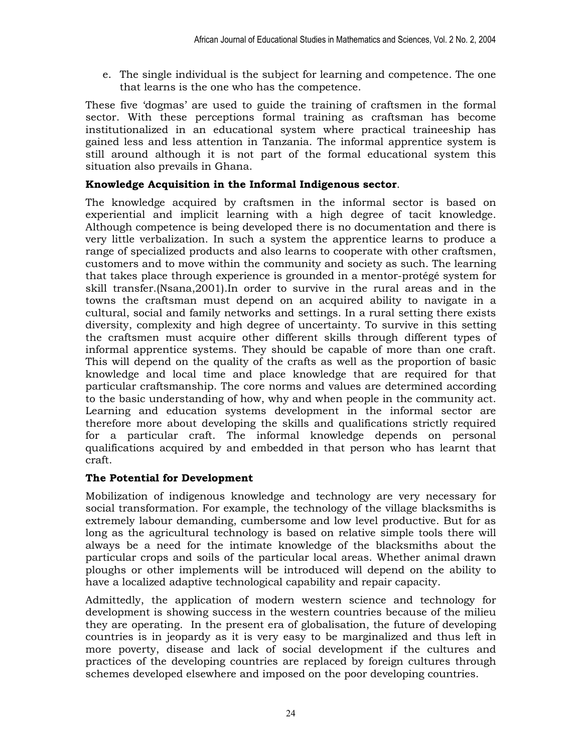e. The single individual is the subject for learning and competence. The one that learns is the one who has the competence.

These five 'dogmas' are used to guide the training of craftsmen in the formal sector. With these perceptions formal training as craftsman has become institutionalized in an educational system where practical traineeship has gained less and less attention in Tanzania. The informal apprentice system is still around although it is not part of the formal educational system this situation also prevails in Ghana.

**Knowledge Acquisition in the Informal Indigenous sector**.

The knowledge acquired by craftsmen in the informal sector is based on experiential and implicit learning with a high degree of tacit knowledge. Although competence is being developed there is no documentation and there is very little verbalization. In such a system the apprentice learns to produce a range of specialized products and also learns to cooperate with other craftsmen, customers and to move within the community and society as such. The learning that takes place through experience is grounded in a mentor-protégé system for skill transfer.(Nsana,2001).In order to survive in the rural areas and in the towns the craftsman must depend on an acquired ability to navigate in a cultural, social and family networks and settings. In a rural setting there exists diversity, complexity and high degree of uncertainty. To survive in this setting the craftsmen must acquire other different skills through different types of informal apprentice systems. They should be capable of more than one craft. This will depend on the quality of the crafts as well as the proportion of basic knowledge and local time and place knowledge that are required for that particular craftsmanship. The core norms and values are determined according to the basic understanding of how, why and when people in the community act. Learning and education systems development in the informal sector are therefore more about developing the skills and qualifications strictly required for a particular craft. The informal knowledge depends on personal qualifications acquired by and embedded in that person who has learnt that craft.

**The Potential for Development**

Mobilization of indigenous knowledge and technology are very necessary for social transformation. For example, the technology of the village blacksmiths is extremely labour demanding, cumbersome and low level productive. But for as long as the agricultural technology is based on relative simple tools there will always be a need for the intimate knowledge of the blacksmiths about the particular crops and soils of the particular local areas. Whether animal drawn ploughs or other implements will be introduced will depend on the ability to have a localized adaptive technological capability and repair capacity.

Admittedly, the application of modern western science and technology for development is showing success in the western countries because of the milieu they are operating. In the present era of globalisation, the future of developing countries is in jeopardy as it is very easy to be marginalized and thus left in more poverty, disease and lack of social development if the cultures and practices of the developing countries are replaced by foreign cultures through schemes developed elsewhere and imposed on the poor developing countries.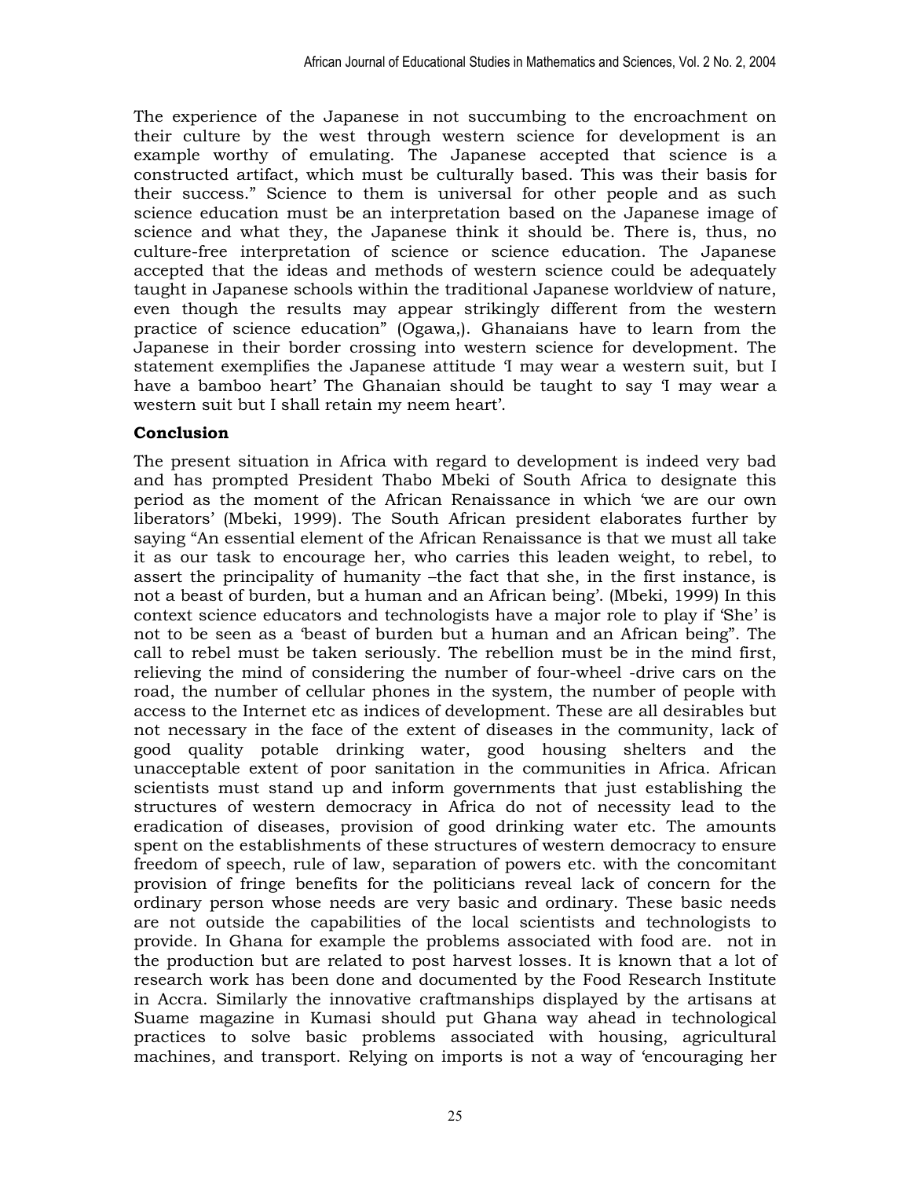The experience of the Japanese in not succumbing to the encroachment on their culture by the west through western science for development is an example worthy of emulating. The Japanese accepted that science is a constructed artifact, which must be culturally based. This was their basis for their success." Science to them is universal for other people and as such science education must be an interpretation based on the Japanese image of science and what they, the Japanese think it should be. There is, thus, no culture-free interpretation of science or science education. The Japanese accepted that the ideas and methods of western science could be adequately taught in Japanese schools within the traditional Japanese worldview of nature, even though the results may appear strikingly different from the western practice of science education" (Ogawa,). Ghanaians have to learn from the Japanese in their border crossing into western science for development. The statement exemplifies the Japanese attitude 'I may wear a western suit, but I have a bamboo heart' The Ghanaian should be taught to say 'I may wear a western suit but I shall retain my neem heart'.

**Conclusion**

The present situation in Africa with regard to development is indeed very bad and has prompted President Thabo Mbeki of South Africa to designate this period as the moment of the African Renaissance in which 'we are our own liberators' (Mbeki, 1999). The South African president elaborates further by saying "An essential element of the African Renaissance is that we must all take it as our task to encourage her, who carries this leaden weight, to rebel, to assert the principality of humanity –the fact that she, in the first instance, is not a beast of burden, but a human and an African being'. (Mbeki, 1999) In this context science educators and technologists have a major role to play if 'She' is not to be seen as a 'beast of burden but a human and an African being". The call to rebel must be taken seriously. The rebellion must be in the mind first, relieving the mind of considering the number of four-wheel -drive cars on the road, the number of cellular phones in the system, the number of people with access to the Internet etc as indices of development. These are all desirables but not necessary in the face of the extent of diseases in the community, lack of good quality potable drinking water, good housing shelters and the unacceptable extent of poor sanitation in the communities in Africa. African scientists must stand up and inform governments that just establishing the structures of western democracy in Africa do not of necessity lead to the eradication of diseases, provision of good drinking water etc. The amounts spent on the establishments of these structures of western democracy to ensure freedom of speech, rule of law, separation of powers etc. with the concomitant provision of fringe benefits for the politicians reveal lack of concern for the ordinary person whose needs are very basic and ordinary. These basic needs are not outside the capabilities of the local scientists and technologists to provide. In Ghana for example the problems associated with food are. not in the production but are related to post harvest losses. It is known that a lot of research work has been done and documented by the Food Research Institute in Accra. Similarly the innovative craftmanships displayed by the artisans at Suame magazine in Kumasi should put Ghana way ahead in technological practices to solve basic problems associated with housing, agricultural machines, and transport. Relying on imports is not a way of 'encouraging her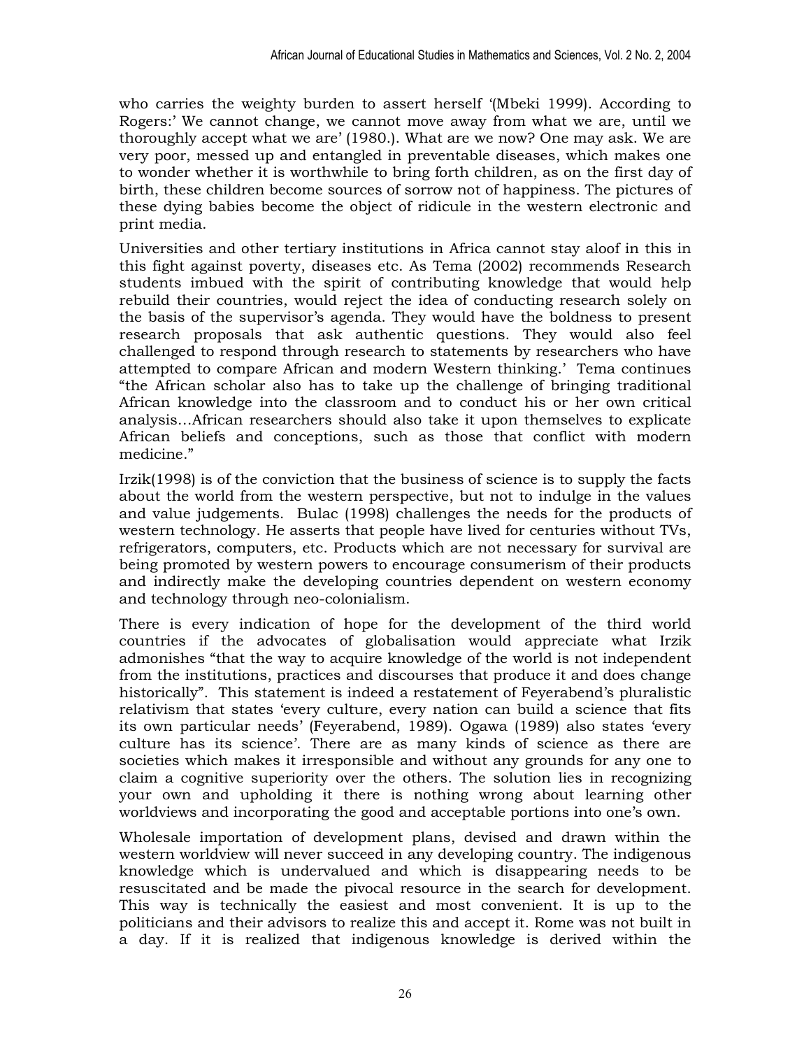who carries the weighty burden to assert herself '(Mbeki 1999). According to Rogers:' We cannot change, we cannot move away from what we are, until we thoroughly accept what we are' (1980.). What are we now? One may ask. We are very poor, messed up and entangled in preventable diseases, which makes one to wonder whether it is worthwhile to bring forth children, as on the first day of birth, these children become sources of sorrow not of happiness. The pictures of these dying babies become the object of ridicule in the western electronic and print media.

Universities and other tertiary institutions in Africa cannot stay aloof in this in this fight against poverty, diseases etc. As Tema (2002) recommends Research students imbued with the spirit of contributing knowledge that would help rebuild their countries, would reject the idea of conducting research solely on the basis of the supervisor's agenda. They would have the boldness to present research proposals that ask authentic questions. They would also feel challenged to respond through research to statements by researchers who have attempted to compare African and modern Western thinking.' Tema continues "the African scholar also has to take up the challenge of bringing traditional African knowledge into the classroom and to conduct his or her own critical analysis…African researchers should also take it upon themselves to explicate African beliefs and conceptions, such as those that conflict with modern medicine."

Irzik(1998) is of the conviction that the business of science is to supply the facts about the world from the western perspective, but not to indulge in the values and value judgements. Bulac (1998) challenges the needs for the products of western technology. He asserts that people have lived for centuries without TVs, refrigerators, computers, etc. Products which are not necessary for survival are being promoted by western powers to encourage consumerism of their products and indirectly make the developing countries dependent on western economy and technology through neo-colonialism.

There is every indication of hope for the development of the third world countries if the advocates of globalisation would appreciate what Irzik admonishes "that the way to acquire knowledge of the world is not independent from the institutions, practices and discourses that produce it and does change historically". This statement is indeed a restatement of Feyerabend's pluralistic relativism that states 'every culture, every nation can build a science that fits its own particular needs' (Feyerabend, 1989). Ogawa (1989) also states 'every culture has its science'. There are as many kinds of science as there are societies which makes it irresponsible and without any grounds for any one to claim a cognitive superiority over the others. The solution lies in recognizing your own and upholding it there is nothing wrong about learning other worldviews and incorporating the good and acceptable portions into one's own.

Wholesale importation of development plans, devised and drawn within the western worldview will never succeed in any developing country. The indigenous knowledge which is undervalued and which is disappearing needs to be resuscitated and be made the pivocal resource in the search for development. This way is technically the easiest and most convenient. It is up to the politicians and their advisors to realize this and accept it. Rome was not built in a day. If it is realized that indigenous knowledge is derived within the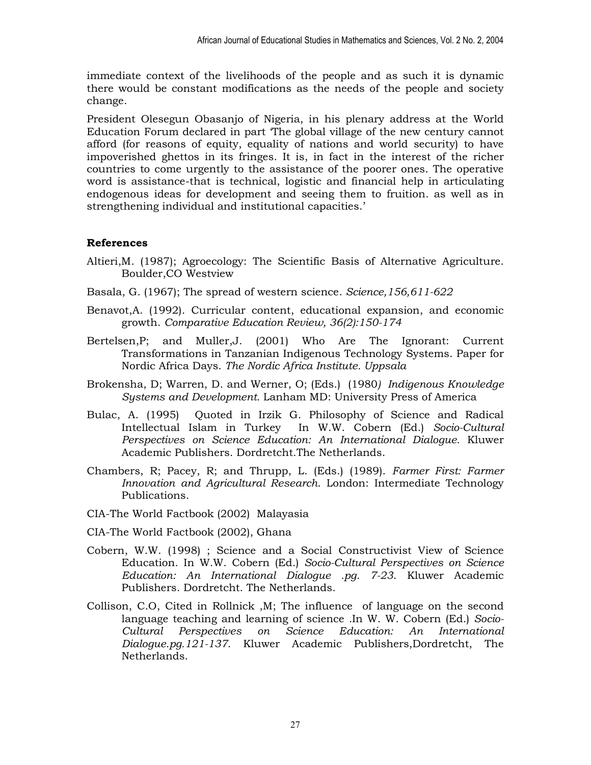immediate context of the livelihoods of the people and as such it is dynamic there would be constant modifications as the needs of the people and society change.

President Olesegun Obasanjo of Nigeria, in his plenary address at the World Education Forum declared in part 'The global village of the new century cannot afford (for reasons of equity, equality of nations and world security) to have impoverished ghettos in its fringes. It is, in fact in the interest of the richer countries to come urgently to the assistance of the poorer ones. The operative word is assistance-that is technical, logistic and financial help in articulating endogenous ideas for development and seeing them to fruition. as well as in strengthening individual and institutional capacities.'

## References

Altieri,M. (1987); Agroecology: The Scientific Basis of Alternative Agriculture. Boulder,CO Westview

Basala, G. (1967); The spread of western science. *Science,156,611-622*

Benavot,A. (1992). Curricular content, educational expansion, and economic growth. *Comparative Education Review, 36(2):150-174*

Bertelsen,P; and Muller,J. (2001) Who Are The Ignorant: Current Transformations in Tanzanian Indigenous Technology Systems. Paper for Nordic Africa Days. *The Nordic Africa Institute. Uppsala*

Brokensha, D; Warren, D. and Werner, O; (Eds.) (1980*) Indigenous Knowledge Systems and Development.* Lanham MD: University Press of America

Bulac, A. (1995) Quoted in Irzik G. Philosophy of Science and Radical Intellectual Islam in Turkey In W.W. Cobern (Ed.) *Socio-Cultural Perspectives on Science Education: An International Dialogue.* Kluwer Academic Publishers. Dordretcht.The Netherlands.

Chambers, R; Pacey, R; and Thrupp, L. (Eds.) (1989). *Farmer First: Farmer Innovation and Agricultural Research*. London: Intermediate Technology Publications.

CIA-The World Factbook (2002) Malayasia

CIA-The World Factbook (2002), Ghana

Cobern, W.W. (1998) ; Science and a Social Constructivist View of Science Education. In W.W. Cobern (Ed.) *Socio-Cultural Perspectives on Science Education: An International Dialogue .pg. 7-23*. Kluwer Academic Publishers. Dordretcht. The Netherlands.

Collison, C.O, Cited in Rollnick ,M; The influence of language on the second language teaching and learning of science .In W. W. Cobern (Ed.) *Socio-Cultural Perspectives on Science Education: An International Dialogue.pg.121-137*. Kluwer Academic Publishers,Dordretcht, The Netherlands.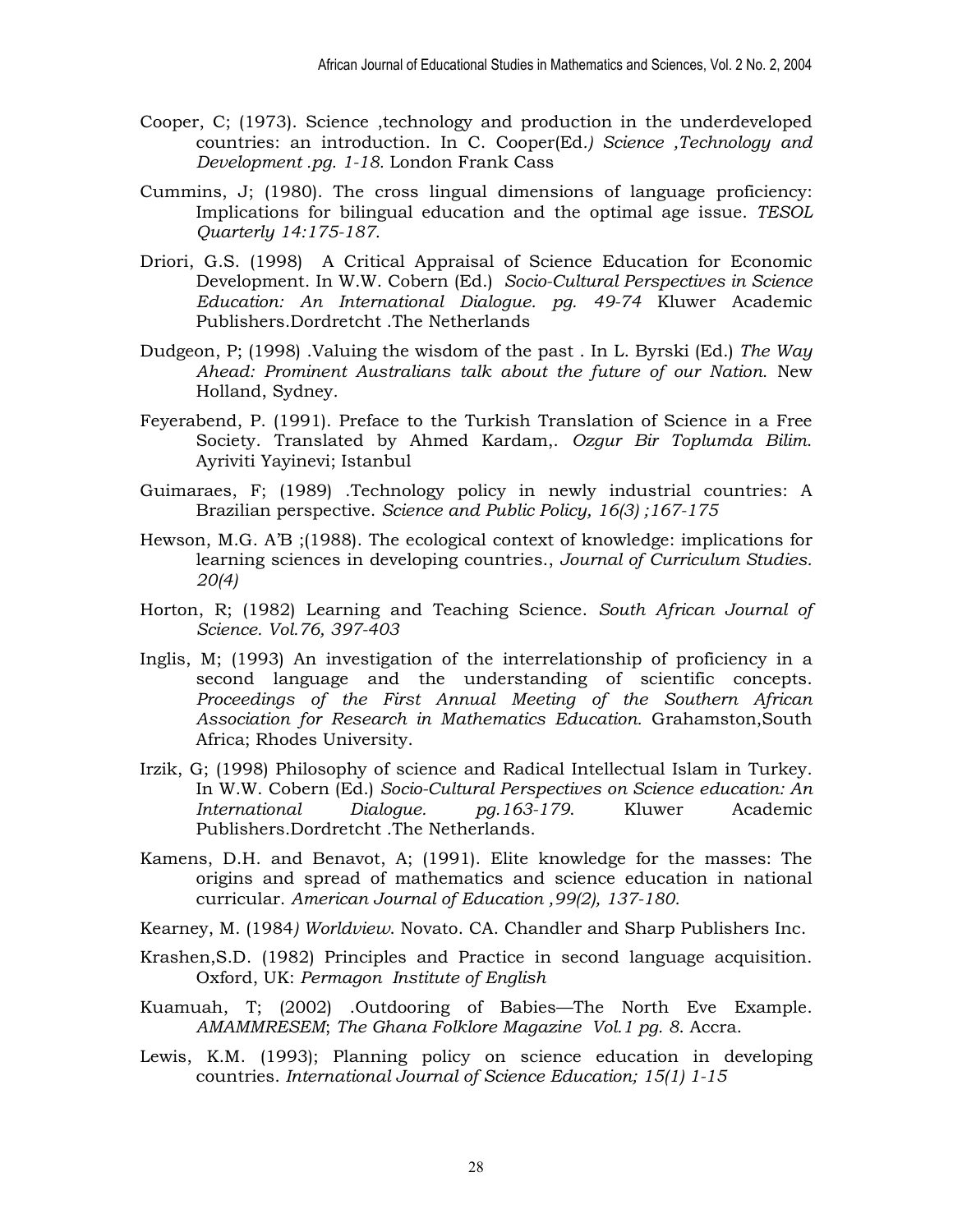Cooper, C; (1973). Science ,technology and production in the underdeveloped countries: an introduction. In C. Cooper(Ed.*) Science ,Technology and Development .pg. 1-18.* London Frank Cass

Cummins, J; (1980). The cross lingual dimensions of language proficiency: Implications for bilingual education and the optimal age issue. *TESOL Quarterly 14:175-187.*

Driori, G.S. (1998) A Critical Appraisal of Science Education for Economic Development. In W.W. Cobern (Ed.) *Socio-Cultural Perspectives in Science Education: An International Dialogue. pg. 49-74* Kluwer Academic Publishers.Dordretcht .The Netherlands

Dudgeon, P; (1998) .Valuing the wisdom of the past . In L. Byrski (Ed.) *The Way Ahead: Prominent Australians talk about the future of our Nation*. New Holland, Sydney.

Feyerabend, P. (1991). Preface to the Turkish Translation of Science in a Free Society. Translated by Ahmed Kardam,. *Ozgur Bir Toplumda Bilim*. Ayriviti Yayinevi; Istanbul

Guimaraes, F; (1989) .Technology policy in newly industrial countries: A Brazilian perspective. *Science and Public Policy, 16(3) ;167-175*

Hewson, M.G. A'B ;(1988). The ecological context of knowledge: implications for learning sciences in developing countries., *Journal of Curriculum Studies. 20(4)*

Horton, R; (1982) Learning and Teaching Science. *South African Journal of Science. Vol.76, 397-403*

Inglis, M; (1993) An investigation of the interrelationship of proficiency in a second language and the understanding of scientific concepts. *Proceedings of the First Annual Meeting of the Southern African Association for Research in Mathematics Education.* Grahamston,South Africa; Rhodes University.

Irzik, G; (1998) Philosophy of science and Radical Intellectual Islam in Turkey. In W.W. Cobern (Ed.) *Socio-Cultural Perspectives on Science education: An International Dialogue. pg.163-179*. Kluwer Academic Publishers.Dordretcht .The Netherlands.

Kamens, D.H. and Benavot, A; (1991). Elite knowledge for the masses: The origins and spread of mathematics and science education in national curricular. *American Journal of Education ,99(2), 137-180.*

Kearney, M. (1984*) Worldview*. Novato. CA. Chandler and Sharp Publishers Inc.

Krashen,S.D. (1982) Principles and Practice in second language acquisition. Oxford, UK: *Permagon Institute of English*

Kuamuah, T; (2002) .Outdooring of Babies—The North Eve Example. *AMAMMRESEM*; *The Ghana Folklore Magazine Vol.1 pg. 8*. Accra.

Lewis, K.M. (1993); Planning policy on science education in developing countries. *International Journal of Science Education; 15(1) 1-15*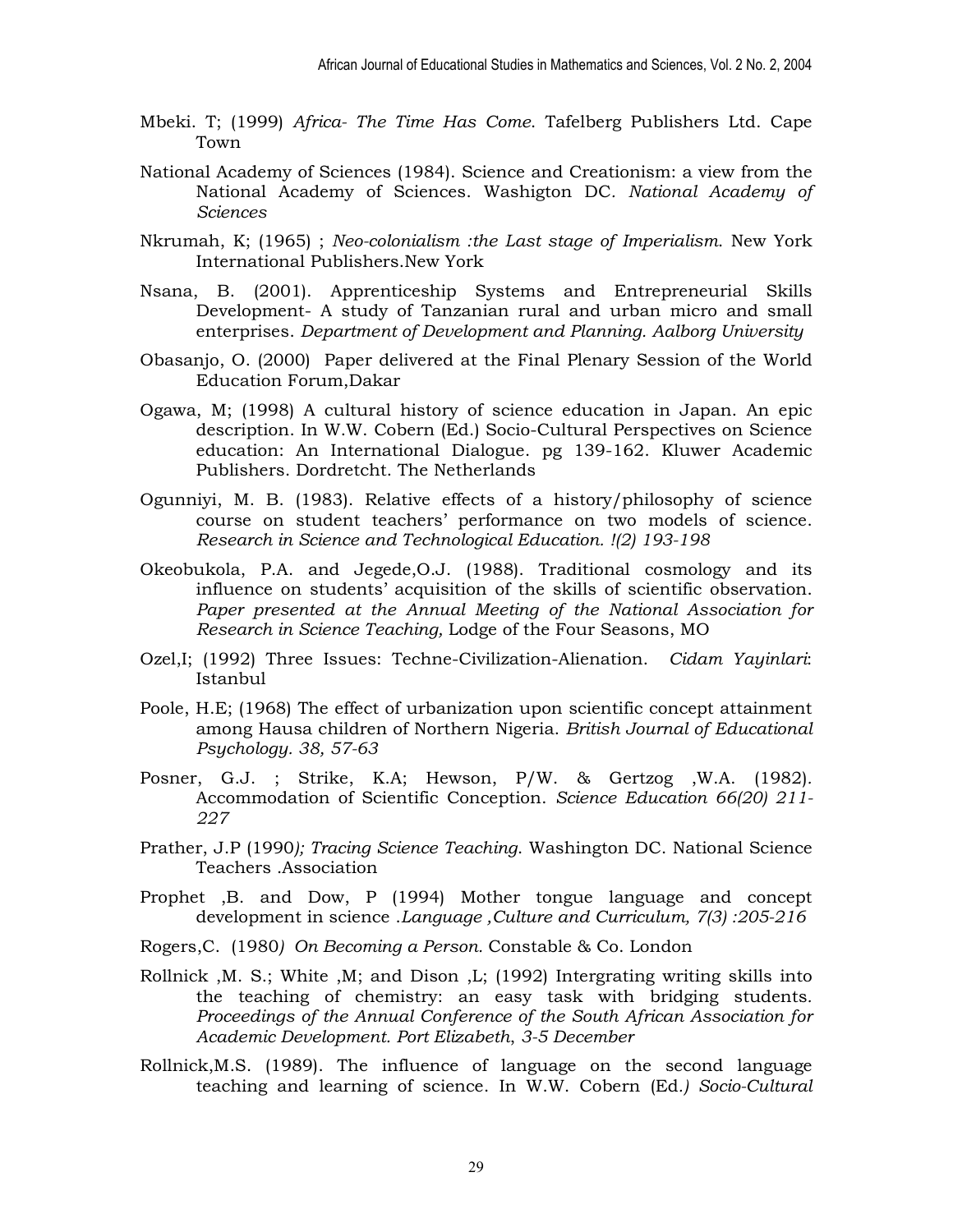Mbeki. T; (1999) *Africa- The Time Has Come*. Tafelberg Publishers Ltd. Cape Town

National Academy of Sciences (1984). Science and Creationism: a view from the National Academy of Sciences. Washigton DC. *National Academy of Sciences*

Nkrumah, K; (1965) ; *Neo-colonialism :the Last stage of Imperialism*. New York International Publishers.New York

Nsana, B. (2001). Apprenticeship Systems and Entrepreneurial Skills Development- A study of Tanzanian rural and urban micro and small enterprises. *Department of Development and Planning. Aalborg University*

Obasanjo, O. (2000) Paper delivered at the Final Plenary Session of the World Education Forum,Dakar

Ogawa, M; (1998) A cultural history of science education in Japan. An epic description. In W.W. Cobern (Ed.) Socio-Cultural Perspectives on Science education: An International Dialogue. pg 139-162. Kluwer Academic Publishers. Dordretcht. The Netherlands

Ogunniyi, M. B. (1983). Relative effects of a history/philosophy of science course on student teachers' performance on two models of science. *Research in Science and Technological Education. !(2) 193-198*

Okeobukola, P.A. and Jegede,O.J. (1988). Traditional cosmology and its influence on students' acquisition of the skills of scientific observation. *Paper presented at the Annual Meeting of the National Association for Research in Science Teaching,* Lodge of the Four Seasons, MO

Ozel,I; (1992) Three Issues: Techne-Civilization-Alienation. *Cidam Yayinlari*: Istanbul

Poole, H.E; (1968) The effect of urbanization upon scientific concept attainment among Hausa children of Northern Nigeria. *British Journal of Educational Psychology. 38, 57-63*

Posner, G.J. ; Strike, K.A; Hewson, P/W. & Gertzog ,W.A. (1982). Accommodation of Scientific Conception. *Science Education 66(20) 211-227*

Prather, J.P (1990*); Tracing Science Teaching*. Washington DC. National Science Teachers .Association

Prophet ,B. and Dow, P (1994) Mother tongue language and concept development in science .*Language ,Culture and Curriculum, 7(3) :205-216*

Rogers,C. (1980*) On Becoming a Person.* Constable & Co. London

Rollnick ,M. S.; White ,M; and Dison ,L; (1992) Intergrating writing skills into the teaching of chemistry: an easy task with bridging students. *Proceedings of the Annual Conference of the South African Association for Academic Development. Port Elizabeth*, *3-5 December*

Rollnick,M.S. (1989). The influence of language on the second language teaching and learning of science. In W.W. Cobern (Ed.*) Socio-Cultural*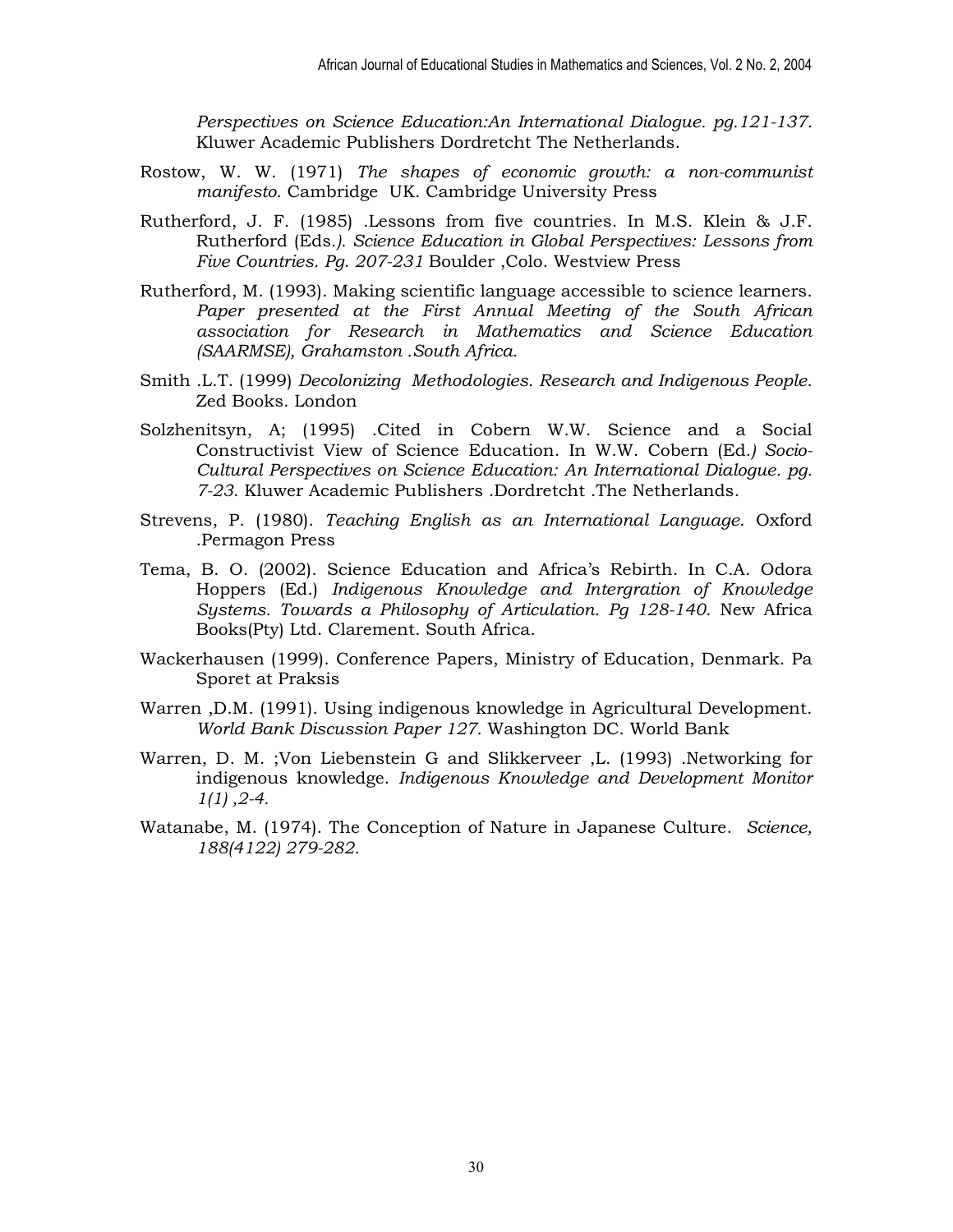*Perspectives on Science Education:An International Dialogue. pg.121-137.* Kluwer Academic Publishers Dordretcht The Netherlands.

Rostow, W. W. (1971) *The shapes of economic growth: a non-communist manifesto*. Cambridge UK. Cambridge University Press

Rutherford, J. F. (1985) .Lessons from five countries. In M.S. Klein & J.F. Rutherford (Eds*.). Science Education in Global Perspectives: Lessons from Five Countries. Pg. 207-231* Boulder ,Colo. Westview Press

Rutherford, M. (1993). Making scientific language accessible to science learners. *Paper presented at the First Annual Meeting of the South African association for Research in Mathematics and Science Education (SAARMSE), Grahamston .South Africa.*

Smith .L.T. (1999) *Decolonizing Methodologies. Research and Indigenous People*. Zed Books. London

Solzhenitsyn, A; (1995) .Cited in Cobern W.W. Science and a Social Constructivist View of Science Education. In W.W. Cobern (Ed*.) Socio-Cultural Perspectives on Science Education: An International Dialogue. pg. 7-23*. Kluwer Academic Publishers .Dordretcht .The Netherlands.

Strevens, P. (1980). *Teaching English as an International Language*. Oxford .Permagon Press

Tema, B. O. (2002). Science Education and Africa's Rebirth. In C.A. Odora Hoppers (Ed.) *Indigenous Knowledge and Intergration of Knowledge Systems. Towards a Philosophy of Articulation. Pg 128-140*. New Africa Books(Pty) Ltd. Clarement. South Africa.

Wackerhausen (1999). Conference Papers, Ministry of Education, Denmark. Pa Sporet at Praksis

Warren ,D.M. (1991). Using indigenous knowledge in Agricultural Development. *World Bank Discussion Paper 127.* Washington DC. World Bank

Warren, D. M. ;Von Liebenstein G and Slikkerveer ,L. (1993) .Networking for indigenous knowledge. *Indigenous Knowledge and Development Monitor 1(1) ,2-4.*

Watanabe, M. (1974). The Conception of Nature in Japanese Culture. *Science, 188(4122) 279-282.*